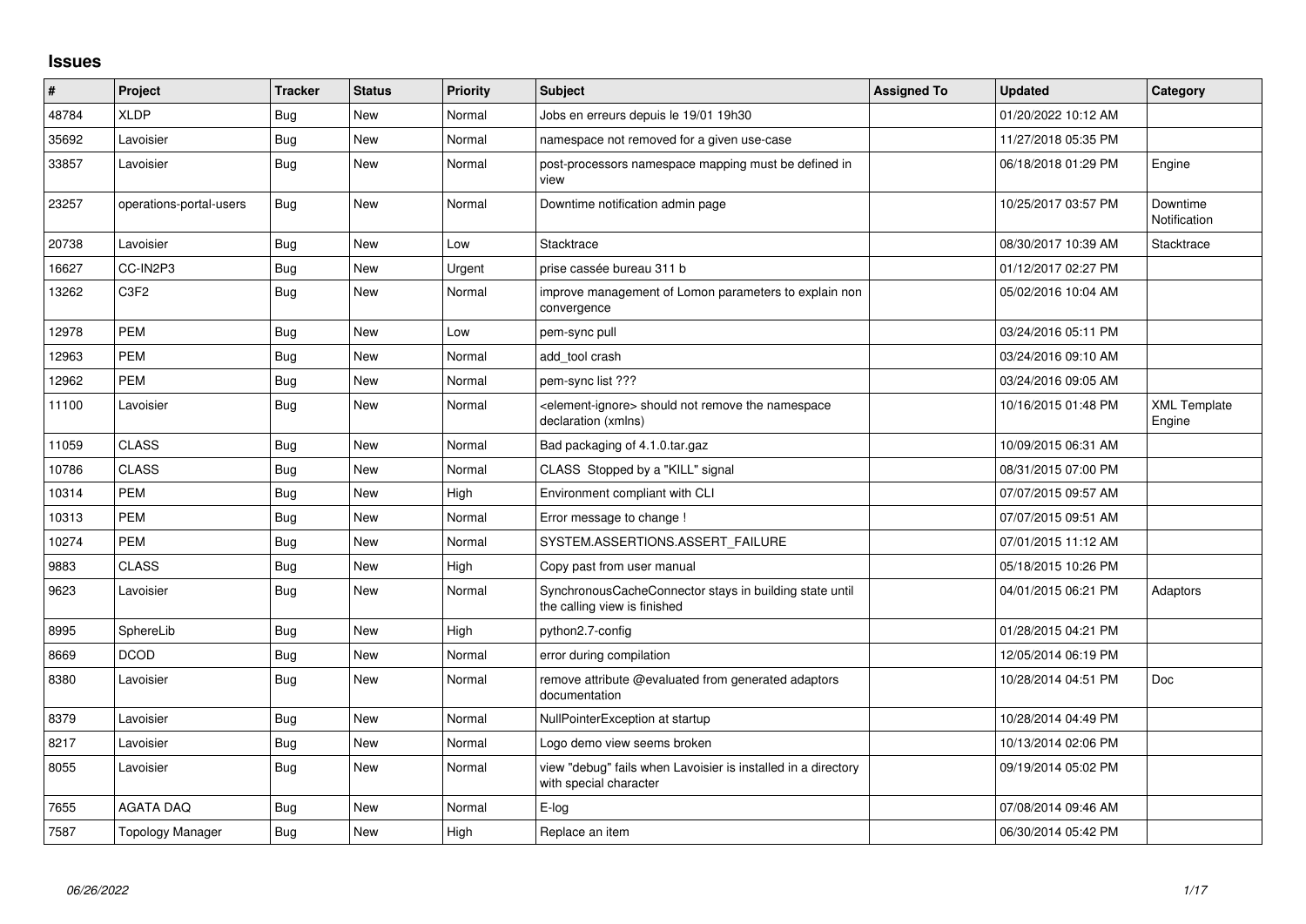## Issues

| # | Project | Tracker | Status | Priority | Subject | Assigned To | Updated | Category |
|---|---|---|---|---|---|---|---|---|
| 48784 | XLDP | Bug | New | Normal | Jobs en erreurs depuis le 19/01 19h30 | | 01/20/2022 10:12 AM | |
| 35692 | Lavoisier | Bug | New | Normal | namespace not removed for a given use-case | | 11/27/2018 05:35 PM | |
| 33857 | Lavoisier | Bug | New | Normal | post-processors namespace mapping must be defined in view | | 06/18/2018 01:29 PM | Engine |
| 23257 | operations-portal-users | Bug | New | Normal | Downtime notification admin page | | 10/25/2017 03:57 PM | Downtime Notification |
| 20738 | Lavoisier | Bug | New | Low | Stacktrace | | 08/30/2017 10:39 AM | Stacktrace |
| 16627 | CC-IN2P3 | Bug | New | Urgent | prise cassée bureau 311 b | | 01/12/2017 02:27 PM | |
| 13262 | C3F2 | Bug | New | Normal | improve management of Lomon parameters to explain non convergence | | 05/02/2016 10:04 AM | |
| 12978 | PEM | Bug | New | Low | pem-sync pull | | 03/24/2016 05:11 PM | |
| 12963 | PEM | Bug | New | Normal | add_tool crash | | 03/24/2016 09:10 AM | |
| 12962 | PEM | Bug | New | Normal | pem-sync list ??? | | 03/24/2016 09:05 AM | |
| 11100 | Lavoisier | Bug | New | Normal | <element-ignore> should not remove the namespace declaration (xmlns) | | 10/16/2015 01:48 PM | XML Template Engine |
| 11059 | CLASS | Bug | New | Normal | Bad packaging of 4.1.0.tar.gaz | | 10/09/2015 06:31 AM | |
| 10786 | CLASS | Bug | New | Normal | CLASS Stopped by a "KILL" signal | | 08/31/2015 07:00 PM | |
| 10314 | PEM | Bug | New | High | Environment compliant with CLI | | 07/07/2015 09:57 AM | |
| 10313 | PEM | Bug | New | Normal | Error message to change ! | | 07/07/2015 09:51 AM | |
| 10274 | PEM | Bug | New | Normal | SYSTEM.ASSERTIONS.ASSERT_FAILURE | | 07/01/2015 11:12 AM | |
| 9883 | CLASS | Bug | New | High | Copy past from user manual | | 05/18/2015 10:26 PM | |
| 9623 | Lavoisier | Bug | New | Normal | SynchronousCacheConnector stays in building state until the calling view is finished | | 04/01/2015 06:21 PM | Adaptors |
| 8995 | SphereLib | Bug | New | High | python2.7-config | | 01/28/2015 04:21 PM | |
| 8669 | DCOD | Bug | New | Normal | error during compilation | | 12/05/2014 06:19 PM | |
| 8380 | Lavoisier | Bug | New | Normal | remove attribute @evaluated from generated adaptors documentation | | 10/28/2014 04:51 PM | Doc |
| 8379 | Lavoisier | Bug | New | Normal | NullPointerException at startup | | 10/28/2014 04:49 PM | |
| 8217 | Lavoisier | Bug | New | Normal | Logo demo view seems broken | | 10/13/2014 02:06 PM | |
| 8055 | Lavoisier | Bug | New | Normal | view "debug" fails when Lavoisier is installed in a directory with special character | | 09/19/2014 05:02 PM | |
| 7655 | AGATA DAQ | Bug | New | Normal | E-log | | 07/08/2014 09:46 AM | |
| 7587 | Topology Manager | Bug | New | High | Replace an item | | 06/30/2014 05:42 PM | |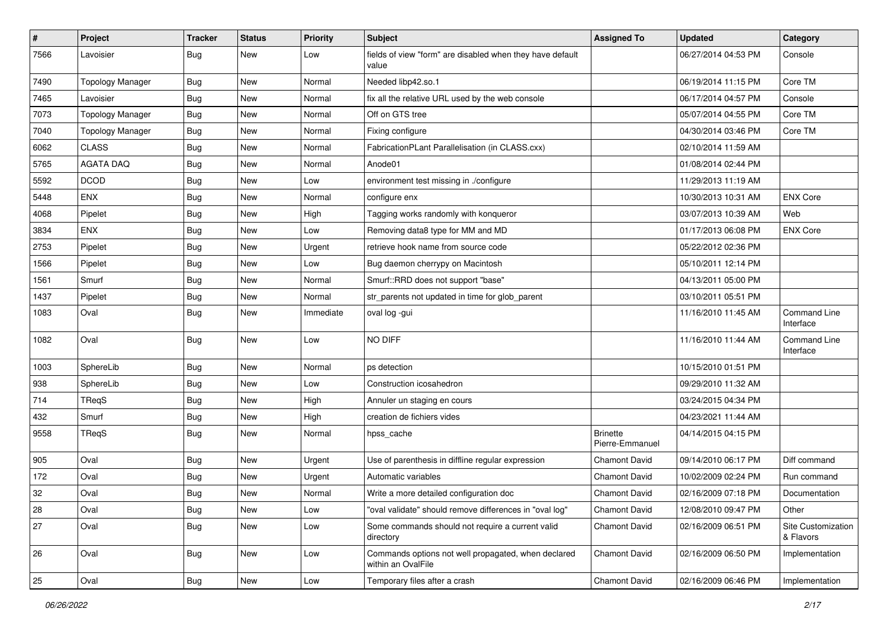| # | Project | Tracker | Status | Priority | Subject | Assigned To | Updated | Category |
|---|---|---|---|---|---|---|---|---|
| 7566 | Lavoisier | Bug | New | Low | fields of view "form" are disabled when they have default value | | 06/27/2014 04:53 PM | Console |
| 7490 | Topology Manager | Bug | New | Normal | Needed libp42.so.1 | | 06/19/2014 11:15 PM | Core TM |
| 7465 | Lavoisier | Bug | New | Normal | fix all the relative URL used by the web console | | 06/17/2014 04:57 PM | Console |
| 7073 | Topology Manager | Bug | New | Normal | Off on GTS tree | | 05/07/2014 04:55 PM | Core TM |
| 7040 | Topology Manager | Bug | New | Normal | Fixing configure | | 04/30/2014 03:46 PM | Core TM |
| 6062 | CLASS | Bug | New | Normal | FabricationPLant Parallelisation (in CLASS.cxx) | | 02/10/2014 11:59 AM | |
| 5765 | AGATA DAQ | Bug | New | Normal | Anode01 | | 01/08/2014 02:44 PM | |
| 5592 | DCOD | Bug | New | Low | environment test missing in ./configure | | 11/29/2013 11:19 AM | |
| 5448 | ENX | Bug | New | Normal | configure enx | | 10/30/2013 10:31 AM | ENX Core |
| 4068 | Pipelet | Bug | New | High | Tagging works randomly with konqueror | | 03/07/2013 10:39 AM | Web |
| 3834 | ENX | Bug | New | Low | Removing data8 type for MM and MD | | 01/17/2013 06:08 PM | ENX Core |
| 2753 | Pipelet | Bug | New | Urgent | retrieve hook name from source code | | 05/22/2012 02:36 PM | |
| 1566 | Pipelet | Bug | New | Low | Bug daemon cherrypy on Macintosh | | 05/10/2011 12:14 PM | |
| 1561 | Smurf | Bug | New | Normal | Smurf::RRD does not support "base" | | 04/13/2011 05:00 PM | |
| 1437 | Pipelet | Bug | New | Normal | str_parents not updated in time for glob_parent | | 03/10/2011 05:51 PM | |
| 1083 | Oval | Bug | New | Immediate | oval log -gui | | 11/16/2010 11:45 AM | Command Line Interface |
| 1082 | Oval | Bug | New | Low | NO DIFF | | 11/16/2010 11:44 AM | Command Line Interface |
| 1003 | SphereLib | Bug | New | Normal | ps detection | | 10/15/2010 01:51 PM | |
| 938 | SphereLib | Bug | New | Low | Construction icosahedron | | 09/29/2010 11:32 AM | |
| 714 | TReqS | Bug | New | High | Annuler un staging en cours | | 03/24/2015 04:34 PM | |
| 432 | Smurf | Bug | New | High | creation de fichiers vides | | 04/23/2021 11:44 AM | |
| 9558 | TReqS | Bug | New | Normal | hpss_cache | Brinette Pierre-Emmanuel | 04/14/2015 04:15 PM | |
| 905 | Oval | Bug | New | Urgent | Use of parenthesis in diffline regular expression | Chamont David | 09/14/2010 06:17 PM | Diff command |
| 172 | Oval | Bug | New | Urgent | Automatic variables | Chamont David | 10/02/2009 02:24 PM | Run command |
| 32 | Oval | Bug | New | Normal | Write a more detailed configuration doc | Chamont David | 02/16/2009 07:18 PM | Documentation |
| 28 | Oval | Bug | New | Low | "oval validate" should remove differences in "oval log" | Chamont David | 12/08/2010 09:47 PM | Other |
| 27 | Oval | Bug | New | Low | Some commands should not require a current valid directory | Chamont David | 02/16/2009 06:51 PM | Site Customization & Flavors |
| 26 | Oval | Bug | New | Low | Commands options not well propagated, when declared within an OvalFile | Chamont David | 02/16/2009 06:50 PM | Implementation |
| 25 | Oval | Bug | New | Low | Temporary files after a crash | Chamont David | 02/16/2009 06:46 PM | Implementation |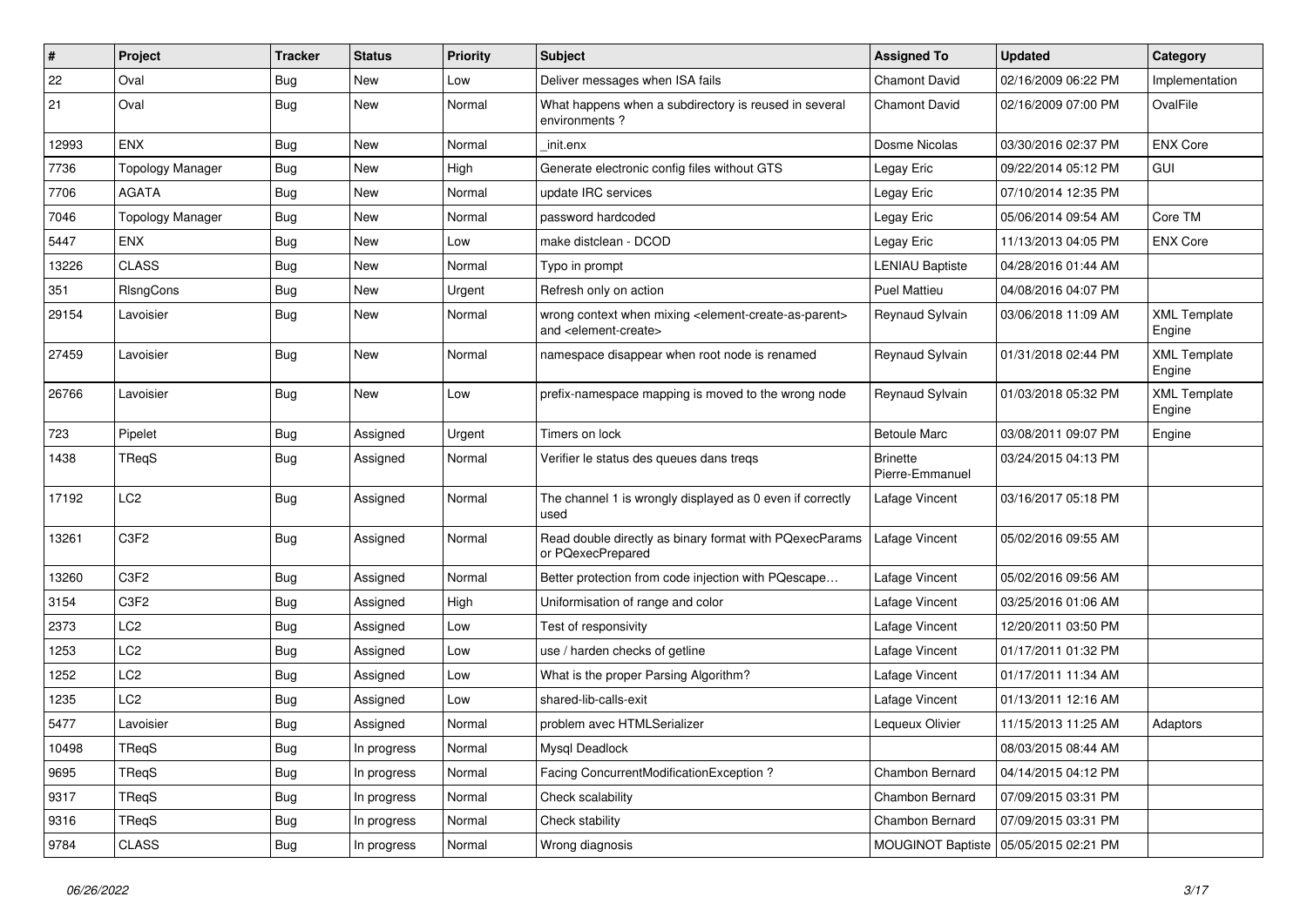| # | Project | Tracker | Status | Priority | Subject | Assigned To | Updated | Category |
|---|---|---|---|---|---|---|---|---|
| 22 | Oval | Bug | New | Low | Deliver messages when ISA fails | Chamont David | 02/16/2009 06:22 PM | Implementation |
| 21 | Oval | Bug | New | Normal | What happens when a subdirectory is reused in several environments ? | Chamont David | 02/16/2009 07:00 PM | OvalFile |
| 12993 | ENX | Bug | New | Normal | _init.enx | Dosme Nicolas | 03/30/2016 02:37 PM | ENX Core |
| 7736 | Topology Manager | Bug | New | High | Generate electronic config files without GTS | Legay Eric | 09/22/2014 05:12 PM | GUI |
| 7706 | AGATA | Bug | New | Normal | update IRC services | Legay Eric | 07/10/2014 12:35 PM | |
| 7046 | Topology Manager | Bug | New | Normal | password hardcoded | Legay Eric | 05/06/2014 09:54 AM | Core TM |
| 5447 | ENX | Bug | New | Low | make distclean - DCOD | Legay Eric | 11/13/2013 04:05 PM | ENX Core |
| 13226 | CLASS | Bug | New | Normal | Typo in prompt | LENIAU Baptiste | 04/28/2016 01:44 AM | |
| 351 | RlsngCons | Bug | New | Urgent | Refresh only on action | Puel Mattieu | 04/08/2016 04:07 PM | |
| 29154 | Lavoisier | Bug | New | Normal | wrong context when mixing <element-create-as-parent> and <element-create> | Reynaud Sylvain | 03/06/2018 11:09 AM | XML Template Engine |
| 27459 | Lavoisier | Bug | New | Normal | namespace disappear when root node is renamed | Reynaud Sylvain | 01/31/2018 02:44 PM | XML Template Engine |
| 26766 | Lavoisier | Bug | New | Low | prefix-namespace mapping is moved to the wrong node | Reynaud Sylvain | 01/03/2018 05:32 PM | XML Template Engine |
| 723 | Pipelet | Bug | Assigned | Urgent | Timers on lock | Betoule Marc | 03/08/2011 09:07 PM | Engine |
| 1438 | TReqS | Bug | Assigned | Normal | Verifier le status des queues dans treqs | Brinette Pierre-Emmanuel | 03/24/2015 04:13 PM | |
| 17192 | LC2 | Bug | Assigned | Normal | The channel 1 is wrongly displayed as 0 even if correctly used | Lafage Vincent | 03/16/2017 05:18 PM | |
| 13261 | C3F2 | Bug | Assigned | Normal | Read double directly as binary format with PQexecParams or PQexecPrepared | Lafage Vincent | 05/02/2016 09:55 AM | |
| 13260 | C3F2 | Bug | Assigned | Normal | Better protection from code injection with PQescape… | Lafage Vincent | 05/02/2016 09:56 AM | |
| 3154 | C3F2 | Bug | Assigned | High | Uniformisation of range and color | Lafage Vincent | 03/25/2016 01:06 AM | |
| 2373 | LC2 | Bug | Assigned | Low | Test of responsivity | Lafage Vincent | 12/20/2011 03:50 PM | |
| 1253 | LC2 | Bug | Assigned | Low | use / harden checks of getline | Lafage Vincent | 01/17/2011 01:32 PM | |
| 1252 | LC2 | Bug | Assigned | Low | What is the proper Parsing Algorithm? | Lafage Vincent | 01/17/2011 11:34 AM | |
| 1235 | LC2 | Bug | Assigned | Low | shared-lib-calls-exit | Lafage Vincent | 01/13/2011 12:16 AM | |
| 5477 | Lavoisier | Bug | Assigned | Normal | problem avec HTMLSerializer | Lequeux Olivier | 11/15/2013 11:25 AM | Adaptors |
| 10498 | TReqS | Bug | In progress | Normal | Mysql Deadlock | | 08/03/2015 08:44 AM | |
| 9695 | TReqS | Bug | In progress | Normal | Facing ConcurrentModificationException ? | Chambon Bernard | 04/14/2015 04:12 PM | |
| 9317 | TReqS | Bug | In progress | Normal | Check scalability | Chambon Bernard | 07/09/2015 03:31 PM | |
| 9316 | TReqS | Bug | In progress | Normal | Check stability | Chambon Bernard | 07/09/2015 03:31 PM | |
| 9784 | CLASS | Bug | In progress | Normal | Wrong diagnosis | MOUGINOT Baptiste | 05/05/2015 02:21 PM | |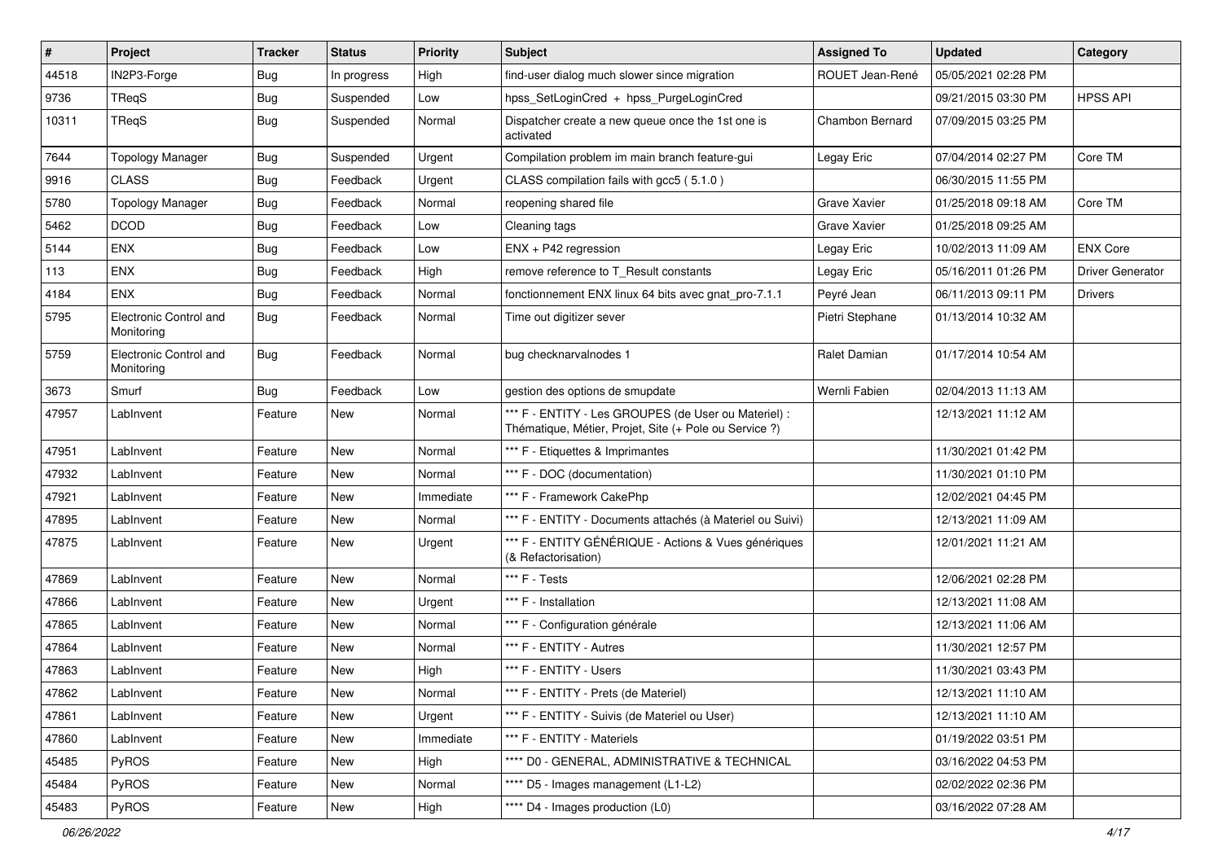| # | Project | Tracker | Status | Priority | Subject | Assigned To | Updated | Category |
|---|---|---|---|---|---|---|---|---|
| 44518 | IN2P3-Forge | Bug | In progress | High | find-user dialog much slower since migration | ROUET Jean-René | 05/05/2021 02:28 PM | |
| 9736 | TReqS | Bug | Suspended | Low | hpss_SetLoginCred + hpss_PurgeLoginCred | | 09/21/2015 03:30 PM | HPSS API |
| 10311 | TReqS | Bug | Suspended | Normal | Dispatcher create a new queue once the 1st one is activated | Chambon Bernard | 07/09/2015 03:25 PM | |
| 7644 | Topology Manager | Bug | Suspended | Urgent | Compilation problem im main branch feature-gui | Legay Eric | 07/04/2014 02:27 PM | Core TM |
| 9916 | CLASS | Bug | Feedback | Urgent | CLASS compilation fails with gcc5 ( 5.1.0 ) | | 06/30/2015 11:55 PM | |
| 5780 | Topology Manager | Bug | Feedback | Normal | reopening shared file | Grave Xavier | 01/25/2018 09:18 AM | Core TM |
| 5462 | DCOD | Bug | Feedback | Low | Cleaning tags | Grave Xavier | 01/25/2018 09:25 AM | |
| 5144 | ENX | Bug | Feedback | Low | ENX + P42 regression | Legay Eric | 10/02/2013 11:09 AM | ENX Core |
| 113 | ENX | Bug | Feedback | High | remove reference to T_Result constants | Legay Eric | 05/16/2011 01:26 PM | Driver Generator |
| 4184 | ENX | Bug | Feedback | Normal | fonctionnement ENX linux 64 bits avec gnat_pro-7.1.1 | Peyré Jean | 06/11/2013 09:11 PM | Drivers |
| 5795 | Electronic Control and Monitoring | Bug | Feedback | Normal | Time out digitizer sever | Pietri Stephane | 01/13/2014 10:32 AM | |
| 5759 | Electronic Control and Monitoring | Bug | Feedback | Normal | bug checknarvalnodes 1 | Ralet Damian | 01/17/2014 10:54 AM | |
| 3673 | Smurf | Bug | Feedback | Low | gestion des options de smupdate | Wernli Fabien | 02/04/2013 11:13 AM | |
| 47957 | LabInvent | Feature | New | Normal | *** F - ENTITY - Les GROUPES (de User ou Materiel) : Thématique, Métier, Projet, Site (+ Pole ou Service ?) | | 12/13/2021 11:12 AM | |
| 47951 | LabInvent | Feature | New | Normal | *** F - Etiquettes & Imprimantes | | 11/30/2021 01:42 PM | |
| 47932 | LabInvent | Feature | New | Normal | *** F - DOC (documentation) | | 11/30/2021 01:10 PM | |
| 47921 | LabInvent | Feature | New | Immediate | *** F - Framework CakePhp | | 12/02/2021 04:45 PM | |
| 47895 | LabInvent | Feature | New | Normal | *** F - ENTITY - Documents attachés (à Materiel ou Suivi) | | 12/13/2021 11:09 AM | |
| 47875 | LabInvent | Feature | New | Urgent | *** F - ENTITY GÉNÉRIQUE - Actions & Vues génériques (& Refactorisation) | | 12/01/2021 11:21 AM | |
| 47869 | LabInvent | Feature | New | Normal | *** F - Tests | | 12/06/2021 02:28 PM | |
| 47866 | LabInvent | Feature | New | Urgent | *** F - Installation | | 12/13/2021 11:08 AM | |
| 47865 | LabInvent | Feature | New | Normal | *** F - Configuration générale | | 12/13/2021 11:06 AM | |
| 47864 | LabInvent | Feature | New | Normal | *** F - ENTITY - Autres | | 11/30/2021 12:57 PM | |
| 47863 | LabInvent | Feature | New | High | *** F - ENTITY - Users | | 11/30/2021 03:43 PM | |
| 47862 | LabInvent | Feature | New | Normal | *** F - ENTITY - Prets (de Materiel) | | 12/13/2021 11:10 AM | |
| 47861 | LabInvent | Feature | New | Urgent | *** F - ENTITY - Suivis (de Materiel ou User) | | 12/13/2021 11:10 AM | |
| 47860 | LabInvent | Feature | New | Immediate | *** F - ENTITY - Materiels | | 01/19/2022 03:51 PM | |
| 45485 | PyROS | Feature | New | High | **** D0 - GENERAL, ADMINISTRATIVE & TECHNICAL | | 03/16/2022 04:53 PM | |
| 45484 | PyROS | Feature | New | Normal | **** D5 - Images management (L1-L2) | | 02/02/2022 02:36 PM | |
| 45483 | PyROS | Feature | New | High | **** D4 - Images production (L0) | | 03/16/2022 07:28 AM | |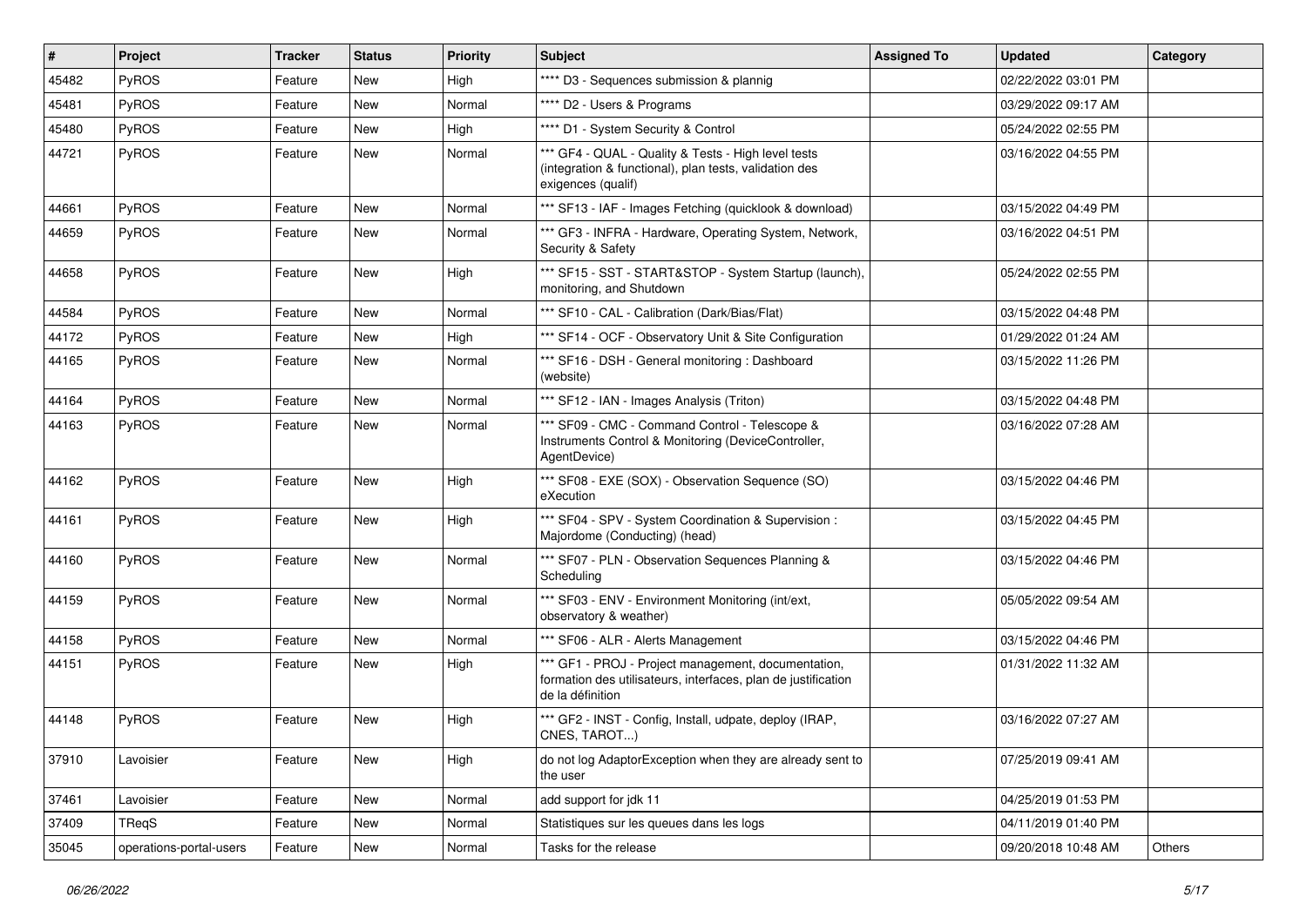| # | Project | Tracker | Status | Priority | Subject | Assigned To | Updated | Category |
| --- | --- | --- | --- | --- | --- | --- | --- | --- |
| 45482 | PyROS | Feature | New | High | **** D3 - Sequences submission & plannig | | 02/22/2022 03:01 PM | |
| 45481 | PyROS | Feature | New | Normal | **** D2 - Users & Programs | | 03/29/2022 09:17 AM | |
| 45480 | PyROS | Feature | New | High | **** D1 - System Security & Control | | 05/24/2022 02:55 PM | |
| 44721 | PyROS | Feature | New | Normal | *** GF4 - QUAL - Quality & Tests - High level tests (integration & functional), plan tests, validation des exigences (qualif) | | 03/16/2022 04:55 PM | |
| 44661 | PyROS | Feature | New | Normal | *** SF13 - IAF - Images Fetching (quicklook & download) | | 03/15/2022 04:49 PM | |
| 44659 | PyROS | Feature | New | Normal | *** GF3 - INFRA - Hardware, Operating System, Network, Security & Safety | | 03/16/2022 04:51 PM | |
| 44658 | PyROS | Feature | New | High | *** SF15 - SST - START&STOP - System Startup (launch), monitoring, and Shutdown | | 05/24/2022 02:55 PM | |
| 44584 | PyROS | Feature | New | Normal | *** SF10 - CAL - Calibration (Dark/Bias/Flat) | | 03/15/2022 04:48 PM | |
| 44172 | PyROS | Feature | New | High | *** SF14 - OCF - Observatory Unit & Site Configuration | | 01/29/2022 01:24 AM | |
| 44165 | PyROS | Feature | New | Normal | *** SF16 - DSH - General monitoring : Dashboard (website) | | 03/15/2022 11:26 PM | |
| 44164 | PyROS | Feature | New | Normal | *** SF12 - IAN - Images Analysis (Triton) | | 03/15/2022 04:48 PM | |
| 44163 | PyROS | Feature | New | Normal | *** SF09 - CMC - Command Control - Telescope & Instruments Control & Monitoring (DeviceController, AgentDevice) | | 03/16/2022 07:28 AM | |
| 44162 | PyROS | Feature | New | High | *** SF08 - EXE (SOX) - Observation Sequence (SO) eXecution | | 03/15/2022 04:46 PM | |
| 44161 | PyROS | Feature | New | High | *** SF04 - SPV - System Coordination & Supervision : Majordome (Conducting) (head) | | 03/15/2022 04:45 PM | |
| 44160 | PyROS | Feature | New | Normal | *** SF07 - PLN - Observation Sequences Planning & Scheduling | | 03/15/2022 04:46 PM | |
| 44159 | PyROS | Feature | New | Normal | *** SF03 - ENV - Environment Monitoring (int/ext, observatory & weather) | | 05/05/2022 09:54 AM | |
| 44158 | PyROS | Feature | New | Normal | *** SF06 - ALR - Alerts Management | | 03/15/2022 04:46 PM | |
| 44151 | PyROS | Feature | New | High | *** GF1 - PROJ - Project management, documentation, formation des utilisateurs, interfaces, plan de justification de la définition | | 01/31/2022 11:32 AM | |
| 44148 | PyROS | Feature | New | High | *** GF2 - INST - Config, Install, udpate, deploy (IRAP, CNES, TAROT...) | | 03/16/2022 07:27 AM | |
| 37910 | Lavoisier | Feature | New | High | do not log AdaptorException when they are already sent to the user | | 07/25/2019 09:41 AM | |
| 37461 | Lavoisier | Feature | New | Normal | add support for jdk 11 | | 04/25/2019 01:53 PM | |
| 37409 | TReqS | Feature | New | Normal | Statistiques sur les queues dans les logs | | 04/11/2019 01:40 PM | |
| 35045 | operations-portal-users | Feature | New | Normal | Tasks for the release | | 09/20/2018 10:48 AM | Others |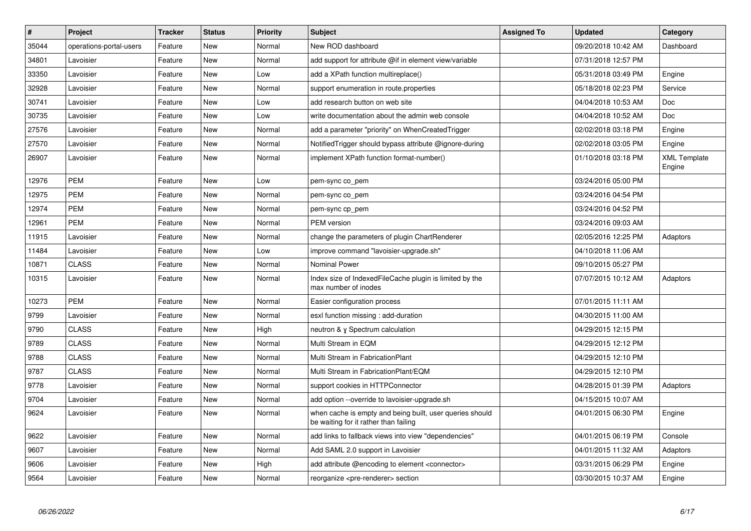| # | Project | Tracker | Status | Priority | Subject | Assigned To | Updated | Category |
|---|---|---|---|---|---|---|---|---|
| 35044 | operations-portal-users | Feature | New | Normal | New ROD dashboard | | 09/20/2018 10:42 AM | Dashboard |
| 34801 | Lavoisier | Feature | New | Normal | add support for attribute @if in element view/variable | | 07/31/2018 12:57 PM | |
| 33350 | Lavoisier | Feature | New | Low | add a XPath function multireplace() | | 05/31/2018 03:49 PM | Engine |
| 32928 | Lavoisier | Feature | New | Normal | support enumeration in route.properties | | 05/18/2018 02:23 PM | Service |
| 30741 | Lavoisier | Feature | New | Low | add research button on web site | | 04/04/2018 10:53 AM | Doc |
| 30735 | Lavoisier | Feature | New | Low | write documentation about the admin web console | | 04/04/2018 10:52 AM | Doc |
| 27576 | Lavoisier | Feature | New | Normal | add a parameter "priority" on WhenCreatedTrigger | | 02/02/2018 03:18 PM | Engine |
| 27570 | Lavoisier | Feature | New | Normal | NotifiedTrigger should bypass attribute @ignore-during | | 02/02/2018 03:05 PM | Engine |
| 26907 | Lavoisier | Feature | New | Normal | implement XPath function format-number() | | 01/10/2018 03:18 PM | XML Template Engine |
| 12976 | PEM | Feature | New | Low | pem-sync co_pem | | 03/24/2016 05:00 PM | |
| 12975 | PEM | Feature | New | Normal | pem-sync co_pem | | 03/24/2016 04:54 PM | |
| 12974 | PEM | Feature | New | Normal | pem-sync cp_pem | | 03/24/2016 04:52 PM | |
| 12961 | PEM | Feature | New | Normal | PEM version | | 03/24/2016 09:03 AM | |
| 11915 | Lavoisier | Feature | New | Normal | change the parameters of plugin ChartRenderer | | 02/05/2016 12:25 PM | Adaptors |
| 11484 | Lavoisier | Feature | New | Low | improve command "lavoisier-upgrade.sh" | | 04/10/2018 11:06 AM | |
| 10871 | CLASS | Feature | New | Normal | Nominal Power | | 09/10/2015 05:27 PM | |
| 10315 | Lavoisier | Feature | New | Normal | Index size of IndexedFileCache plugin is limited by the max number of inodes | | 07/07/2015 10:12 AM | Adaptors |
| 10273 | PEM | Feature | New | Normal | Easier configuration process | | 07/01/2015 11:11 AM | |
| 9799 | Lavoisier | Feature | New | Normal | esxl function missing : add-duration | | 04/30/2015 11:00 AM | |
| 9790 | CLASS | Feature | New | High | neutron & ɣ Spectrum calculation | | 04/29/2015 12:15 PM | |
| 9789 | CLASS | Feature | New | Normal | Multi Stream in EQM | | 04/29/2015 12:12 PM | |
| 9788 | CLASS | Feature | New | Normal | Multi Stream in FabricationPlant | | 04/29/2015 12:10 PM | |
| 9787 | CLASS | Feature | New | Normal | Multi Stream in FabricationPlant/EQM | | 04/29/2015 12:10 PM | |
| 9778 | Lavoisier | Feature | New | Normal | support cookies in HTTPConnector | | 04/28/2015 01:39 PM | Adaptors |
| 9704 | Lavoisier | Feature | New | Normal | add option --override to lavoisier-upgrade.sh | | 04/15/2015 10:07 AM | |
| 9624 | Lavoisier | Feature | New | Normal | when cache is empty and being built, user queries should be waiting for it rather than failing | | 04/01/2015 06:30 PM | Engine |
| 9622 | Lavoisier | Feature | New | Normal | add links to fallback views into view "dependencies" | | 04/01/2015 06:19 PM | Console |
| 9607 | Lavoisier | Feature | New | Normal | Add SAML 2.0 support in Lavoisier | | 04/01/2015 11:32 AM | Adaptors |
| 9606 | Lavoisier | Feature | New | High | add attribute @encoding to element <connector> | | 03/31/2015 06:29 PM | Engine |
| 9564 | Lavoisier | Feature | New | Normal | reorganize <pre-renderer> section | | 03/30/2015 10:37 AM | Engine |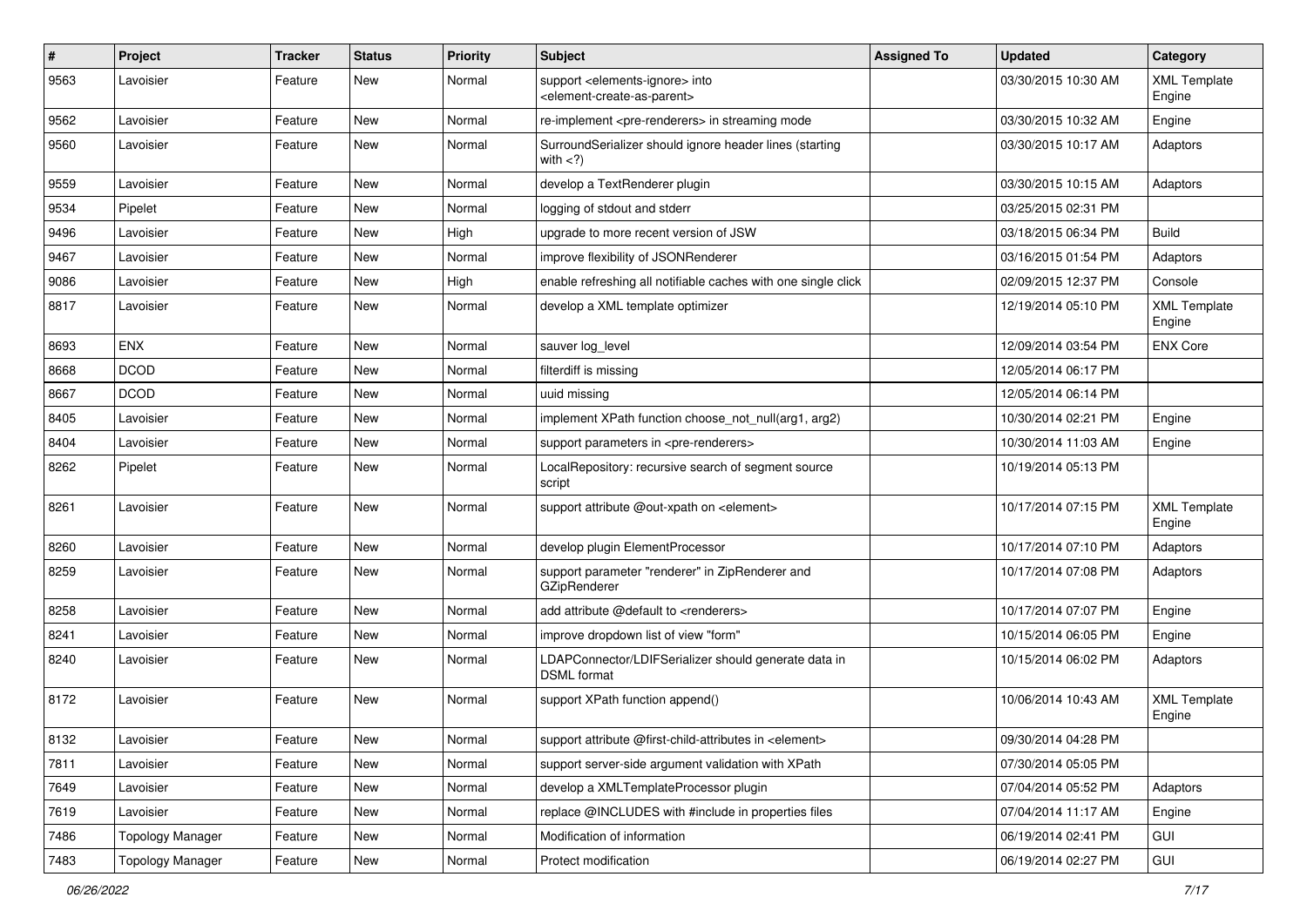| # | Project | Tracker | Status | Priority | Subject | Assigned To | Updated | Category |
|---|---|---|---|---|---|---|---|---|
| 9563 | Lavoisier | Feature | New | Normal | support <elements-ignore> into <element-create-as-parent> | | 03/30/2015 10:30 AM | XML Template Engine |
| 9562 | Lavoisier | Feature | New | Normal | re-implement <pre-renderers> in streaming mode | | 03/30/2015 10:32 AM | Engine |
| 9560 | Lavoisier | Feature | New | Normal | SurroundSerializer should ignore header lines (starting with <?) | | 03/30/2015 10:17 AM | Adaptors |
| 9559 | Lavoisier | Feature | New | Normal | develop a TextRenderer plugin | | 03/30/2015 10:15 AM | Adaptors |
| 9534 | Pipelet | Feature | New | Normal | logging of stdout and stderr | | 03/25/2015 02:31 PM | |
| 9496 | Lavoisier | Feature | New | High | upgrade to more recent version of JSW | | 03/18/2015 06:34 PM | Build |
| 9467 | Lavoisier | Feature | New | Normal | improve flexibility of JSONRenderer | | 03/16/2015 01:54 PM | Adaptors |
| 9086 | Lavoisier | Feature | New | High | enable refreshing all notifiable caches with one single click | | 02/09/2015 12:37 PM | Console |
| 8817 | Lavoisier | Feature | New | Normal | develop a XML template optimizer | | 12/19/2014 05:10 PM | XML Template Engine |
| 8693 | ENX | Feature | New | Normal | sauver log_level | | 12/09/2014 03:54 PM | ENX Core |
| 8668 | DCOD | Feature | New | Normal | filterdiff is missing | | 12/05/2014 06:17 PM | |
| 8667 | DCOD | Feature | New | Normal | uuid missing | | 12/05/2014 06:14 PM | |
| 8405 | Lavoisier | Feature | New | Normal | implement XPath function choose_not_null(arg1, arg2) | | 10/30/2014 02:21 PM | Engine |
| 8404 | Lavoisier | Feature | New | Normal | support parameters in <pre-renderers> | | 10/30/2014 11:03 AM | Engine |
| 8262 | Pipelet | Feature | New | Normal | LocalRepository: recursive search of segment source script | | 10/19/2014 05:13 PM | |
| 8261 | Lavoisier | Feature | New | Normal | support attribute @out-xpath on <element> | | 10/17/2014 07:15 PM | XML Template Engine |
| 8260 | Lavoisier | Feature | New | Normal | develop plugin ElementProcessor | | 10/17/2014 07:10 PM | Adaptors |
| 8259 | Lavoisier | Feature | New | Normal | support parameter "renderer" in ZipRenderer and GZipRenderer | | 10/17/2014 07:08 PM | Adaptors |
| 8258 | Lavoisier | Feature | New | Normal | add attribute @default to <renderers> | | 10/17/2014 07:07 PM | Engine |
| 8241 | Lavoisier | Feature | New | Normal | improve dropdown list of view "form" | | 10/15/2014 06:05 PM | Engine |
| 8240 | Lavoisier | Feature | New | Normal | LDAPConnector/LDIFSerializer should generate data in DSML format | | 10/15/2014 06:02 PM | Adaptors |
| 8172 | Lavoisier | Feature | New | Normal | support XPath function append() | | 10/06/2014 10:43 AM | XML Template Engine |
| 8132 | Lavoisier | Feature | New | Normal | support attribute @first-child-attributes in <element> | | 09/30/2014 04:28 PM | |
| 7811 | Lavoisier | Feature | New | Normal | support server-side argument validation with XPath | | 07/30/2014 05:05 PM | |
| 7649 | Lavoisier | Feature | New | Normal | develop a XMLTemplateProcessor plugin | | 07/04/2014 05:52 PM | Adaptors |
| 7619 | Lavoisier | Feature | New | Normal | replace @INCLUDES with #include in properties files | | 07/04/2014 11:17 AM | Engine |
| 7486 | Topology Manager | Feature | New | Normal | Modification of information | | 06/19/2014 02:41 PM | GUI |
| 7483 | Topology Manager | Feature | New | Normal | Protect modification | | 06/19/2014 02:27 PM | GUI |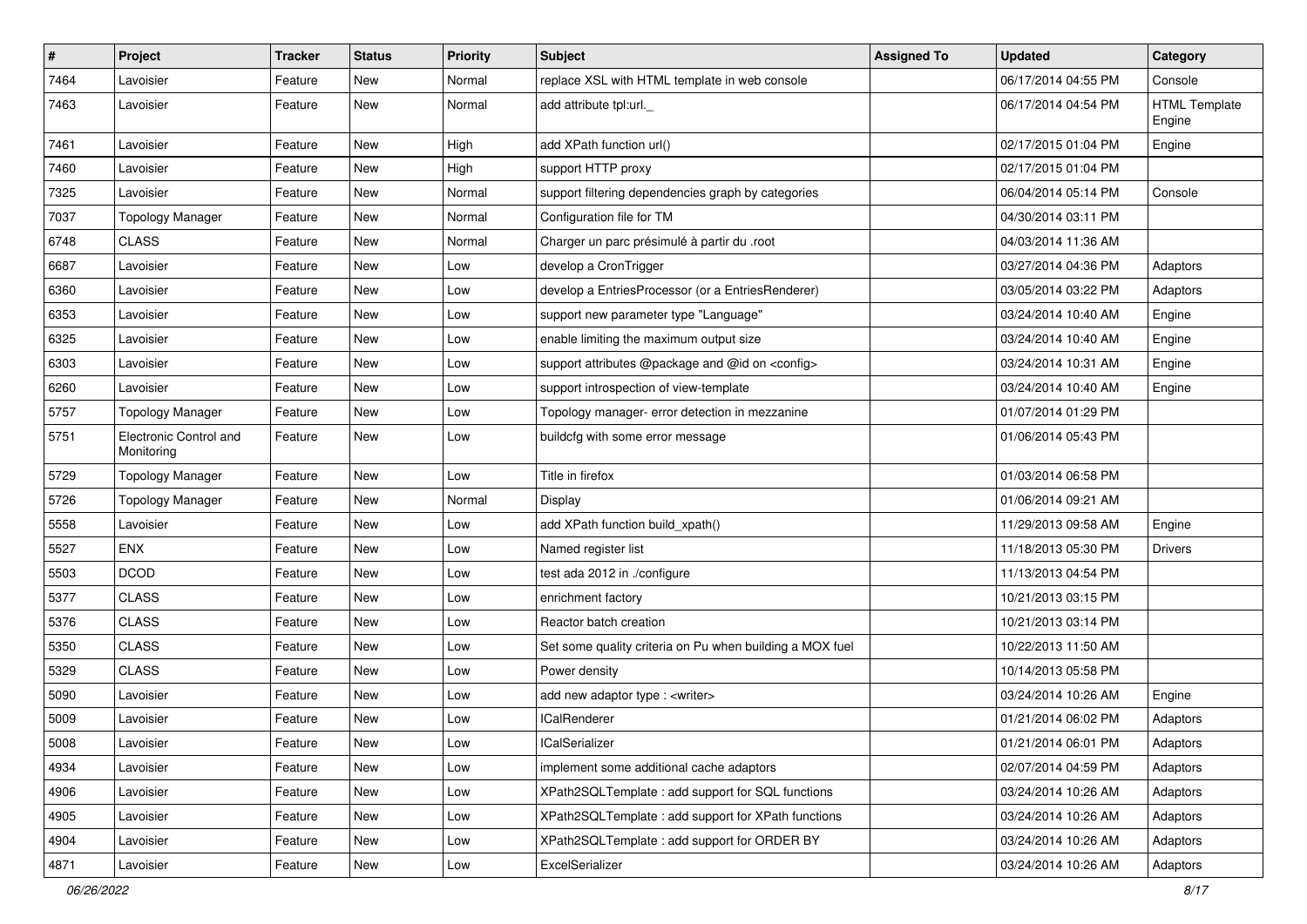| # | Project | Tracker | Status | Priority | Subject | Assigned To | Updated | Category |
|---|---|---|---|---|---|---|---|---|
| 7464 | Lavoisier | Feature | New | Normal | replace XSL with HTML template in web console | | 06/17/2014 04:55 PM | Console |
| 7463 | Lavoisier | Feature | New | Normal | add attribute tpl:url._ | | 06/17/2014 04:54 PM | HTML Template Engine |
| 7461 | Lavoisier | Feature | New | High | add XPath function url() | | 02/17/2015 01:04 PM | Engine |
| 7460 | Lavoisier | Feature | New | High | support HTTP proxy | | 02/17/2015 01:04 PM | |
| 7325 | Lavoisier | Feature | New | Normal | support filtering dependencies graph by categories | | 06/04/2014 05:14 PM | Console |
| 7037 | Topology Manager | Feature | New | Normal | Configuration file for TM | | 04/30/2014 03:11 PM | |
| 6748 | CLASS | Feature | New | Normal | Charger un parc présimulé à partir du .root | | 04/03/2014 11:36 AM | |
| 6687 | Lavoisier | Feature | New | Low | develop a CronTrigger | | 03/27/2014 04:36 PM | Adaptors |
| 6360 | Lavoisier | Feature | New | Low | develop a EntriesProcessor (or a EntriesRenderer) | | 03/05/2014 03:22 PM | Adaptors |
| 6353 | Lavoisier | Feature | New | Low | support new parameter type "Language" | | 03/24/2014 10:40 AM | Engine |
| 6325 | Lavoisier | Feature | New | Low | enable limiting the maximum output size | | 03/24/2014 10:40 AM | Engine |
| 6303 | Lavoisier | Feature | New | Low | support attributes @package and @id on <config> | | 03/24/2014 10:31 AM | Engine |
| 6260 | Lavoisier | Feature | New | Low | support introspection of view-template | | 03/24/2014 10:40 AM | Engine |
| 5757 | Topology Manager | Feature | New | Low | Topology manager- error detection in mezzanine | | 01/07/2014 01:29 PM | |
| 5751 | Electronic Control and Monitoring | Feature | New | Low | buildcfg with some error message | | 01/06/2014 05:43 PM | |
| 5729 | Topology Manager | Feature | New | Low | Title in firefox | | 01/03/2014 06:58 PM | |
| 5726 | Topology Manager | Feature | New | Normal | Display | | 01/06/2014 09:21 AM | |
| 5558 | Lavoisier | Feature | New | Low | add XPath function build_xpath() | | 11/29/2013 09:58 AM | Engine |
| 5527 | ENX | Feature | New | Low | Named register list | | 11/18/2013 05:30 PM | Drivers |
| 5503 | DCOD | Feature | New | Low | test ada 2012 in ./configure | | 11/13/2013 04:54 PM | |
| 5377 | CLASS | Feature | New | Low | enrichment factory | | 10/21/2013 03:15 PM | |
| 5376 | CLASS | Feature | New | Low | Reactor batch creation | | 10/21/2013 03:14 PM | |
| 5350 | CLASS | Feature | New | Low | Set some quality criteria on Pu when building a MOX fuel | | 10/22/2013 11:50 AM | |
| 5329 | CLASS | Feature | New | Low | Power density | | 10/14/2013 05:58 PM | |
| 5090 | Lavoisier | Feature | New | Low | add new adaptor type : <writer> | | 03/24/2014 10:26 AM | Engine |
| 5009 | Lavoisier | Feature | New | Low | ICalRenderer | | 01/21/2014 06:02 PM | Adaptors |
| 5008 | Lavoisier | Feature | New | Low | ICalSerializer | | 01/21/2014 06:01 PM | Adaptors |
| 4934 | Lavoisier | Feature | New | Low | implement some additional cache adaptors | | 02/07/2014 04:59 PM | Adaptors |
| 4906 | Lavoisier | Feature | New | Low | XPath2SQLTemplate : add support for SQL functions | | 03/24/2014 10:26 AM | Adaptors |
| 4905 | Lavoisier | Feature | New | Low | XPath2SQLTemplate : add support for XPath functions | | 03/24/2014 10:26 AM | Adaptors |
| 4904 | Lavoisier | Feature | New | Low | XPath2SQLTemplate : add support for ORDER BY | | 03/24/2014 10:26 AM | Adaptors |
| 4871 | Lavoisier | Feature | New | Low | ExcelSerializer | | 03/24/2014 10:26 AM | Adaptors |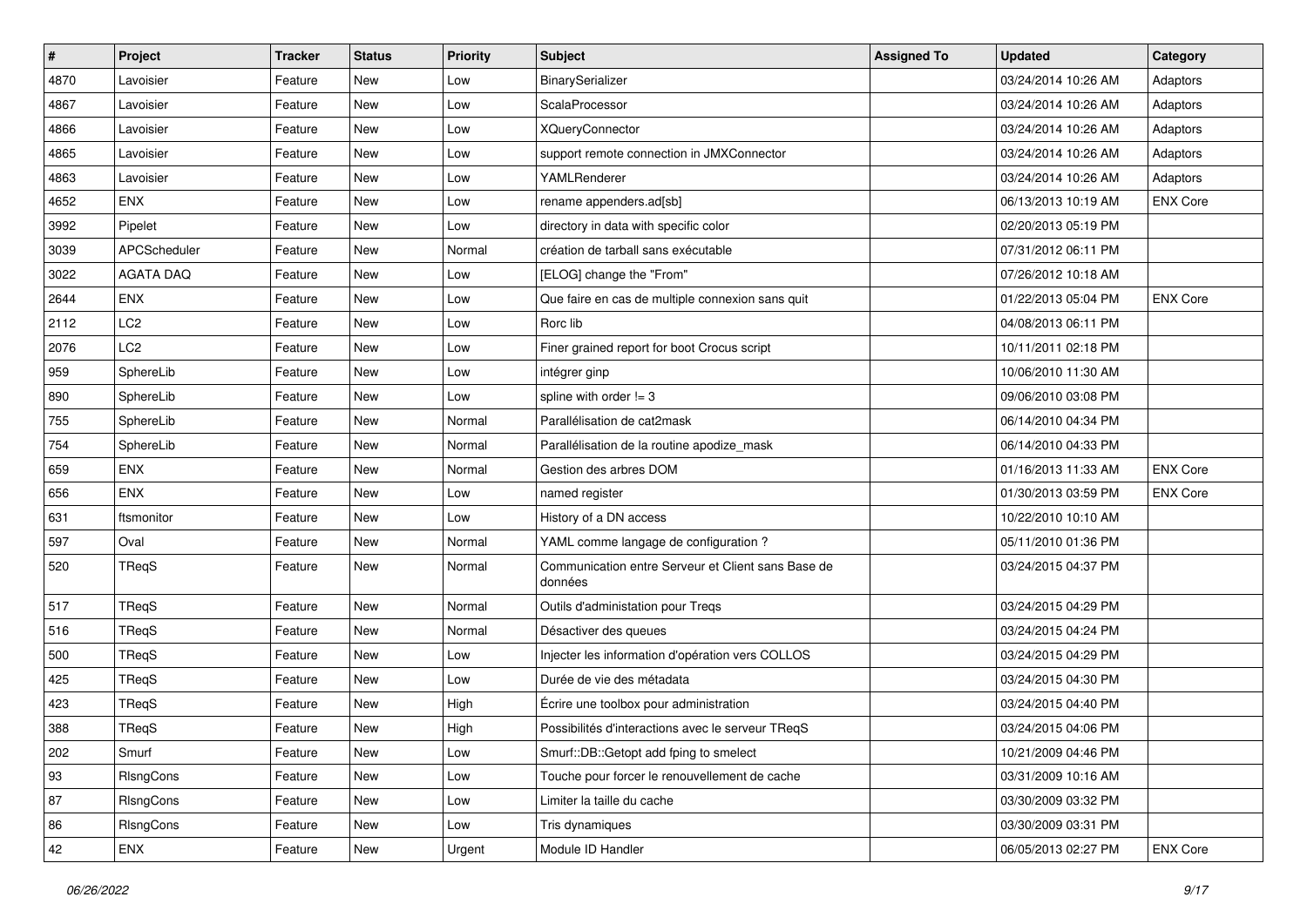| # | Project | Tracker | Status | Priority | Subject | Assigned To | Updated | Category |
|---|---|---|---|---|---|---|---|---|
| 4870 | Lavoisier | Feature | New | Low | BinarySerializer | | 03/24/2014 10:26 AM | Adaptors |
| 4867 | Lavoisier | Feature | New | Low | ScalaProcessor | | 03/24/2014 10:26 AM | Adaptors |
| 4866 | Lavoisier | Feature | New | Low | XQueryConnector | | 03/24/2014 10:26 AM | Adaptors |
| 4865 | Lavoisier | Feature | New | Low | support remote connection in JMXConnector | | 03/24/2014 10:26 AM | Adaptors |
| 4863 | Lavoisier | Feature | New | Low | YAMLRenderer | | 03/24/2014 10:26 AM | Adaptors |
| 4652 | ENX | Feature | New | Low | rename appenders.ad[sb] | | 06/13/2013 10:19 AM | ENX Core |
| 3992 | Pipelet | Feature | New | Low | directory in data with specific color | | 02/20/2013 05:19 PM | |
| 3039 | APCScheduler | Feature | New | Normal | création de tarball sans exécutable | | 07/31/2012 06:11 PM | |
| 3022 | AGATA DAQ | Feature | New | Low | [ELOG] change the "From" | | 07/26/2012 10:18 AM | |
| 2644 | ENX | Feature | New | Low | Que faire en cas de multiple connexion sans quit | | 01/22/2013 05:04 PM | ENX Core |
| 2112 | LC2 | Feature | New | Low | Rorc lib | | 04/08/2013 06:11 PM | |
| 2076 | LC2 | Feature | New | Low | Finer grained report for boot Crocus script | | 10/11/2011 02:18 PM | |
| 959 | SphereLib | Feature | New | Low | intégrer ginp | | 10/06/2010 11:30 AM | |
| 890 | SphereLib | Feature | New | Low | spline with order != 3 | | 09/06/2010 03:08 PM | |
| 755 | SphereLib | Feature | New | Normal | Parallélisation de cat2mask | | 06/14/2010 04:34 PM | |
| 754 | SphereLib | Feature | New | Normal | Parallélisation de la routine apodize_mask | | 06/14/2010 04:33 PM | |
| 659 | ENX | Feature | New | Normal | Gestion des arbres DOM | | 01/16/2013 11:33 AM | ENX Core |
| 656 | ENX | Feature | New | Low | named register | | 01/30/2013 03:59 PM | ENX Core |
| 631 | ftsmonitor | Feature | New | Low | History of a DN access | | 10/22/2010 10:10 AM | |
| 597 | Oval | Feature | New | Normal | YAML comme langage de configuration ? | | 05/11/2010 01:36 PM | |
| 520 | TReqS | Feature | New | Normal | Communication entre Serveur et Client sans Base de données | | 03/24/2015 04:37 PM | |
| 517 | TReqS | Feature | New | Normal | Outils d'administation pour Treqs | | 03/24/2015 04:29 PM | |
| 516 | TReqS | Feature | New | Normal | Désactiver des queues | | 03/24/2015 04:24 PM | |
| 500 | TReqS | Feature | New | Low | Injecter les information d'opération vers COLLOS | | 03/24/2015 04:29 PM | |
| 425 | TReqS | Feature | New | Low | Durée de vie des métadata | | 03/24/2015 04:30 PM | |
| 423 | TReqS | Feature | New | High | Écrire une toolbox pour administration | | 03/24/2015 04:40 PM | |
| 388 | TReqS | Feature | New | High | Possibilités d'interactions avec le serveur TReqS | | 03/24/2015 04:06 PM | |
| 202 | Smurf | Feature | New | Low | Smurf::DB::Getopt add fping to smelect | | 10/21/2009 04:46 PM | |
| 93 | RlsngCons | Feature | New | Low | Touche pour forcer le renouvellement de cache | | 03/31/2009 10:16 AM | |
| 87 | RlsngCons | Feature | New | Low | Limiter la taille du cache | | 03/30/2009 03:32 PM | |
| 86 | RlsngCons | Feature | New | Low | Tris dynamiques | | 03/30/2009 03:31 PM | |
| 42 | ENX | Feature | New | Urgent | Module ID Handler | | 06/05/2013 02:27 PM | ENX Core |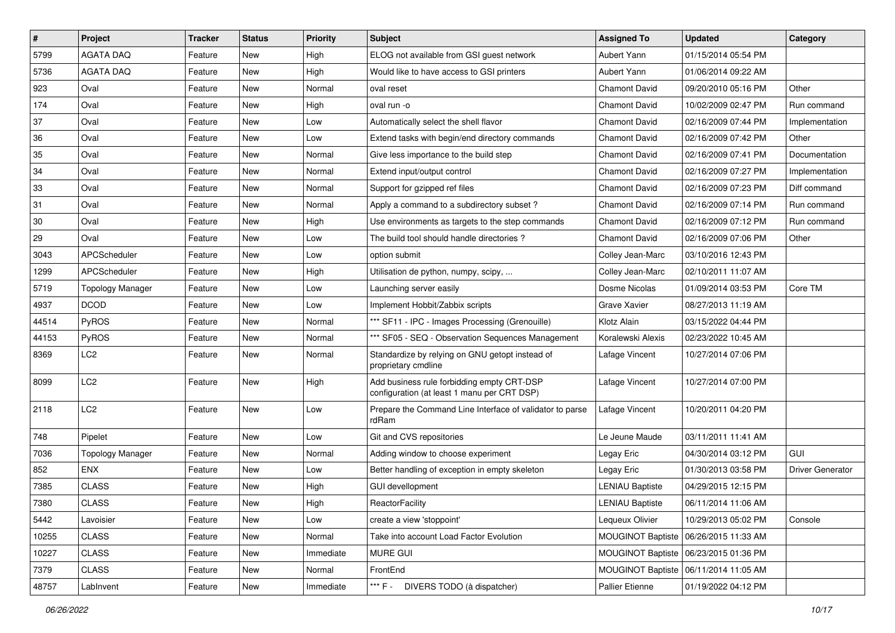| # | Project | Tracker | Status | Priority | Subject | Assigned To | Updated | Category |
|---|---|---|---|---|---|---|---|---|
| 5799 | AGATA DAQ | Feature | New | High | ELOG not available from GSI guest network | Aubert Yann | 01/15/2014 05:54 PM | |
| 5736 | AGATA DAQ | Feature | New | High | Would like to have access to GSI printers | Aubert Yann | 01/06/2014 09:22 AM | |
| 923 | Oval | Feature | New | Normal | oval reset | Chamont David | 09/20/2010 05:16 PM | Other |
| 174 | Oval | Feature | New | High | oval run -o | Chamont David | 10/02/2009 02:47 PM | Run command |
| 37 | Oval | Feature | New | Low | Automatically select the shell flavor | Chamont David | 02/16/2009 07:44 PM | Implementation |
| 36 | Oval | Feature | New | Low | Extend tasks with begin/end directory commands | Chamont David | 02/16/2009 07:42 PM | Other |
| 35 | Oval | Feature | New | Normal | Give less importance to the build step | Chamont David | 02/16/2009 07:41 PM | Documentation |
| 34 | Oval | Feature | New | Normal | Extend input/output control | Chamont David | 02/16/2009 07:27 PM | Implementation |
| 33 | Oval | Feature | New | Normal | Support for gzipped ref files | Chamont David | 02/16/2009 07:23 PM | Diff command |
| 31 | Oval | Feature | New | Normal | Apply a command to a subdirectory subset ? | Chamont David | 02/16/2009 07:14 PM | Run command |
| 30 | Oval | Feature | New | High | Use environments as targets to the step commands | Chamont David | 02/16/2009 07:12 PM | Run command |
| 29 | Oval | Feature | New | Low | The build tool should handle directories ? | Chamont David | 02/16/2009 07:06 PM | Other |
| 3043 | APCScheduler | Feature | New | Low | option submit | Colley Jean-Marc | 03/10/2016 12:43 PM | |
| 1299 | APCScheduler | Feature | New | High | Utilisation de python, numpy, scipy, ... | Colley Jean-Marc | 02/10/2011 11:07 AM | |
| 5719 | Topology Manager | Feature | New | Low | Launching server easily | Dosme Nicolas | 01/09/2014 03:53 PM | Core TM |
| 4937 | DCOD | Feature | New | Low | Implement Hobbit/Zabbix scripts | Grave Xavier | 08/27/2013 11:19 AM | |
| 44514 | PyROS | Feature | New | Normal | *** SF11 - IPC - Images Processing (Grenouille) | Klotz Alain | 03/15/2022 04:44 PM | |
| 44153 | PyROS | Feature | New | Normal | *** SF05 - SEQ - Observation Sequences Management | Koralewski Alexis | 02/23/2022 10:45 AM | |
| 8369 | LC2 | Feature | New | Normal | Standardize by relying on GNU getopt instead of proprietary cmdline | Lafage Vincent | 10/27/2014 07:06 PM | |
| 8099 | LC2 | Feature | New | High | Add business rule forbidding empty CRT-DSP configuration (at least 1 manu per CRT DSP) | Lafage Vincent | 10/27/2014 07:00 PM | |
| 2118 | LC2 | Feature | New | Low | Prepare the Command Line Interface of validator to parse rdRam | Lafage Vincent | 10/20/2011 04:20 PM | |
| 748 | Pipelet | Feature | New | Low | Git and CVS repositories | Le Jeune Maude | 03/11/2011 11:41 AM | |
| 7036 | Topology Manager | Feature | New | Normal | Adding window to choose experiment | Legay Eric | 04/30/2014 03:12 PM | GUI |
| 852 | ENX | Feature | New | Low | Better handling of exception in empty skeleton | Legay Eric | 01/30/2013 03:58 PM | Driver Generator |
| 7385 | CLASS | Feature | New | High | GUI devellopment | LENIAU Baptiste | 04/29/2015 12:15 PM | |
| 7380 | CLASS | Feature | New | High | ReactorFacility | LENIAU Baptiste | 06/11/2014 11:06 AM | |
| 5442 | Lavoisier | Feature | New | Low | create a view 'stoppoint' | Lequeux Olivier | 10/29/2013 05:02 PM | Console |
| 10255 | CLASS | Feature | New | Normal | Take into account Load Factor Evolution | MOUGINOT Baptiste | 06/26/2015 11:33 AM | |
| 10227 | CLASS | Feature | New | Immediate | MURE GUI | MOUGINOT Baptiste | 06/23/2015 01:36 PM | |
| 7379 | CLASS | Feature | New | Normal | FrontEnd | MOUGINOT Baptiste | 06/11/2014 11:05 AM | |
| 48757 | LabInvent | Feature | New | Immediate | *** F - DIVERS TODO (à dispatcher) | Pallier Etienne | 01/19/2022 04:12 PM | |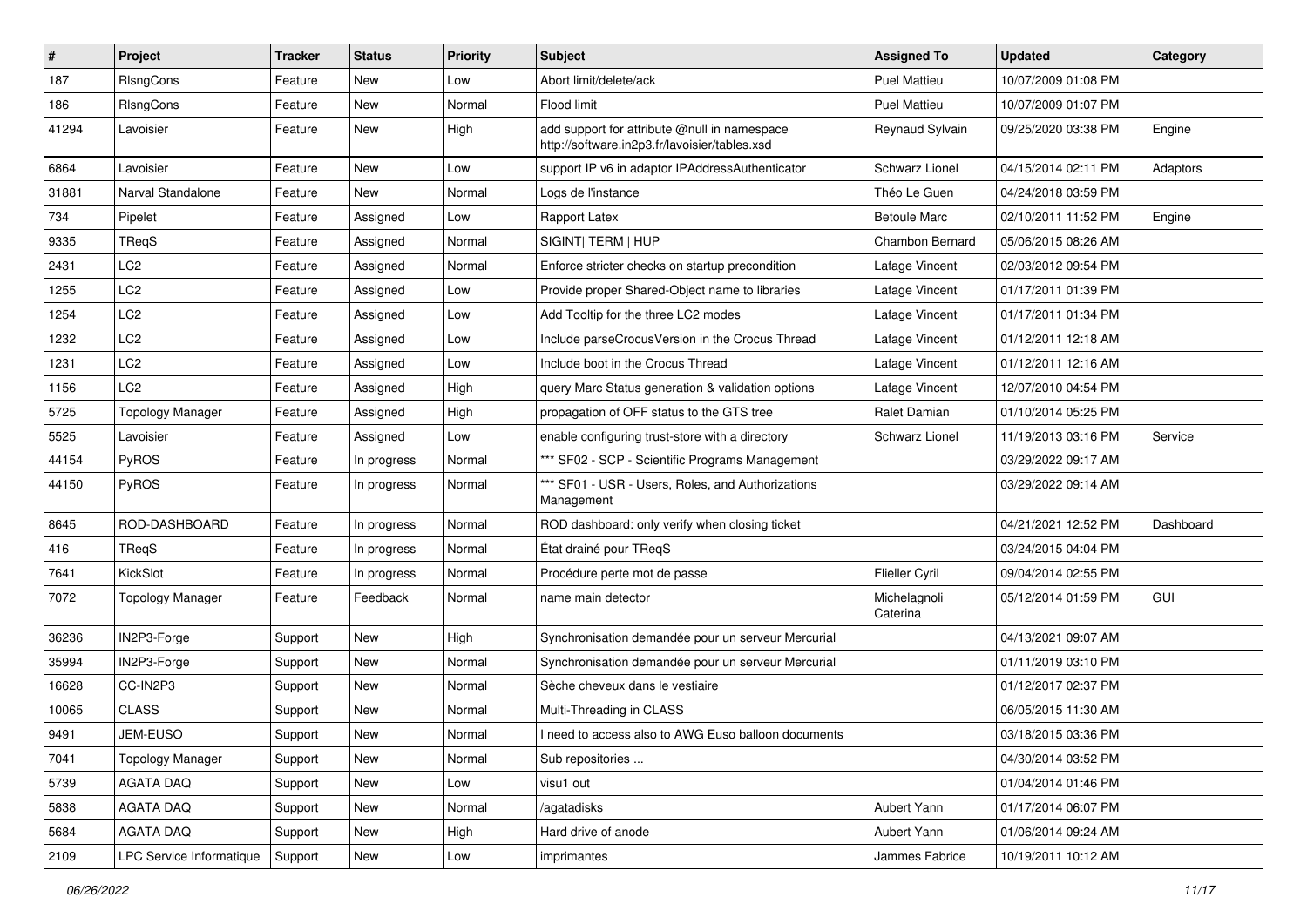| # | Project | Tracker | Status | Priority | Subject | Assigned To | Updated | Category |
|---|---|---|---|---|---|---|---|---|
| 187 | RlsngCons | Feature | New | Low | Abort limit/delete/ack | Puel Mattieu | 10/07/2009 01:08 PM | |
| 186 | RlsngCons | Feature | New | Normal | Flood limit | Puel Mattieu | 10/07/2009 01:07 PM | |
| 41294 | Lavoisier | Feature | New | High | add support for attribute @null in namespace http://software.in2p3.fr/lavoisier/tables.xsd | Reynaud Sylvain | 09/25/2020 03:38 PM | Engine |
| 6864 | Lavoisier | Feature | New | Low | support IP v6 in adaptor IPAddressAuthenticator | Schwarz Lionel | 04/15/2014 02:11 PM | Adaptors |
| 31881 | Narval Standalone | Feature | New | Normal | Logs de l'instance | Théo Le Guen | 04/24/2018 03:59 PM | |
| 734 | Pipelet | Feature | Assigned | Low | Rapport Latex | Betoule Marc | 02/10/2011 11:52 PM | Engine |
| 9335 | TReqS | Feature | Assigned | Normal | SIGINT\| TERM \| HUP | Chambon Bernard | 05/06/2015 08:26 AM | |
| 2431 | LC2 | Feature | Assigned | Normal | Enforce stricter checks on startup precondition | Lafage Vincent | 02/03/2012 09:54 PM | |
| 1255 | LC2 | Feature | Assigned | Low | Provide proper Shared-Object name to libraries | Lafage Vincent | 01/17/2011 01:39 PM | |
| 1254 | LC2 | Feature | Assigned | Low | Add Tooltip for the three LC2 modes | Lafage Vincent | 01/17/2011 01:34 PM | |
| 1232 | LC2 | Feature | Assigned | Low | Include parseCrocusVersion in the Crocus Thread | Lafage Vincent | 01/12/2011 12:18 AM | |
| 1231 | LC2 | Feature | Assigned | Low | Include boot in the Crocus Thread | Lafage Vincent | 01/12/2011 12:16 AM | |
| 1156 | LC2 | Feature | Assigned | High | query Marc Status generation & validation options | Lafage Vincent | 12/07/2010 04:54 PM | |
| 5725 | Topology Manager | Feature | Assigned | High | propagation of OFF status to the GTS tree | Ralet Damian | 01/10/2014 05:25 PM | |
| 5525 | Lavoisier | Feature | Assigned | Low | enable configuring trust-store with a directory | Schwarz Lionel | 11/19/2013 03:16 PM | Service |
| 44154 | PyROS | Feature | In progress | Normal | *** SF02 - SCP - Scientific Programs Management | | 03/29/2022 09:17 AM | |
| 44150 | PyROS | Feature | In progress | Normal | *** SF01 - USR - Users, Roles, and Authorizations Management | | 03/29/2022 09:14 AM | |
| 8645 | ROD-DASHBOARD | Feature | In progress | Normal | ROD dashboard: only verify when closing ticket | | 04/21/2021 12:52 PM | Dashboard |
| 416 | TReqS | Feature | In progress | Normal | État drainé pour TReqS | | 03/24/2015 04:04 PM | |
| 7641 | KickSlot | Feature | In progress | Normal | Procédure perte mot de passe | Flieller Cyril | 09/04/2014 02:55 PM | |
| 7072 | Topology Manager | Feature | Feedback | Normal | name main detector | Michelagnoli Caterina | 05/12/2014 01:59 PM | GUI |
| 36236 | IN2P3-Forge | Support | New | High | Synchronisation demandée pour un serveur Mercurial | | 04/13/2021 09:07 AM | |
| 35994 | IN2P3-Forge | Support | New | Normal | Synchronisation demandée pour un serveur Mercurial | | 01/11/2019 03:10 PM | |
| 16628 | CC-IN2P3 | Support | New | Normal | Sèche cheveux dans le vestiaire | | 01/12/2017 02:37 PM | |
| 10065 | CLASS | Support | New | Normal | Multi-Threading in CLASS | | 06/05/2015 11:30 AM | |
| 9491 | JEM-EUSO | Support | New | Normal | I need to access also to AWG Euso balloon documents | | 03/18/2015 03:36 PM | |
| 7041 | Topology Manager | Support | New | Normal | Sub repositories ... | | 04/30/2014 03:52 PM | |
| 5739 | AGATA DAQ | Support | New | Low | visu1 out | | 01/04/2014 01:46 PM | |
| 5838 | AGATA DAQ | Support | New | Normal | /agatadisks | Aubert Yann | 01/17/2014 06:07 PM | |
| 5684 | AGATA DAQ | Support | New | High | Hard drive of anode | Aubert Yann | 01/06/2014 09:24 AM | |
| 2109 | LPC Service Informatique | Support | New | Low | imprimantes | Jammes Fabrice | 10/19/2011 10:12 AM | |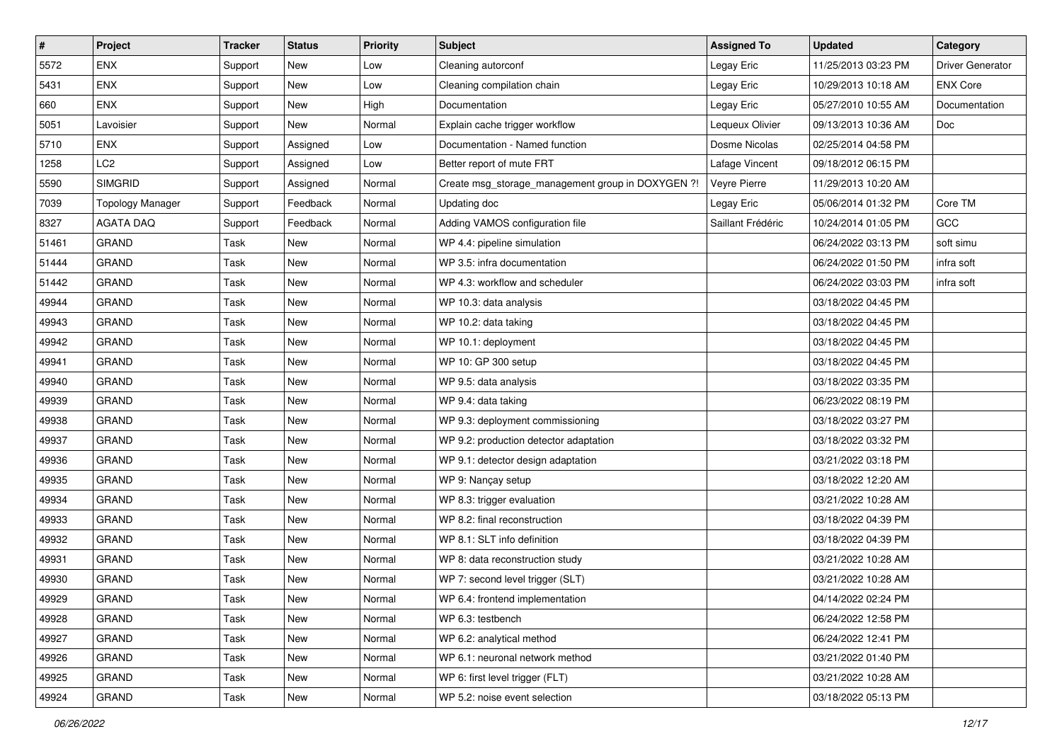| # | Project | Tracker | Status | Priority | Subject | Assigned To | Updated | Category |
|---|---|---|---|---|---|---|---|---|
| 5572 | ENX | Support | New | Low | Cleaning autorconf | Legay Eric | 11/25/2013 03:23 PM | Driver Generator |
| 5431 | ENX | Support | New | Low | Cleaning compilation chain | Legay Eric | 10/29/2013 10:18 AM | ENX Core |
| 660 | ENX | Support | New | High | Documentation | Legay Eric | 05/27/2010 10:55 AM | Documentation |
| 5051 | Lavoisier | Support | New | Normal | Explain cache trigger workflow | Lequeux Olivier | 09/13/2013 10:36 AM | Doc |
| 5710 | ENX | Support | Assigned | Low | Documentation - Named function | Dosme Nicolas | 02/25/2014 04:58 PM | |
| 1258 | LC2 | Support | Assigned | Low | Better report of mute FRT | Lafage Vincent | 09/18/2012 06:15 PM | |
| 5590 | SIMGRID | Support | Assigned | Normal | Create msg_storage_management group in DOXYGEN ?! | Veyre Pierre | 11/29/2013 10:20 AM | |
| 7039 | Topology Manager | Support | Feedback | Normal | Updating doc | Legay Eric | 05/06/2014 01:32 PM | Core TM |
| 8327 | AGATA DAQ | Support | Feedback | Normal | Adding VAMOS configuration file | Saillant Frédéric | 10/24/2014 01:05 PM | GCC |
| 51461 | GRAND | Task | New | Normal | WP 4.4: pipeline simulation | | 06/24/2022 03:13 PM | soft simu |
| 51444 | GRAND | Task | New | Normal | WP 3.5: infra documentation | | 06/24/2022 01:50 PM | infra soft |
| 51442 | GRAND | Task | New | Normal | WP 4.3: workflow and scheduler | | 06/24/2022 03:03 PM | infra soft |
| 49944 | GRAND | Task | New | Normal | WP 10.3: data analysis | | 03/18/2022 04:45 PM | |
| 49943 | GRAND | Task | New | Normal | WP 10.2: data taking | | 03/18/2022 04:45 PM | |
| 49942 | GRAND | Task | New | Normal | WP 10.1: deployment | | 03/18/2022 04:45 PM | |
| 49941 | GRAND | Task | New | Normal | WP 10: GP 300 setup | | 03/18/2022 04:45 PM | |
| 49940 | GRAND | Task | New | Normal | WP 9.5: data analysis | | 03/18/2022 03:35 PM | |
| 49939 | GRAND | Task | New | Normal | WP 9.4: data taking | | 06/23/2022 08:19 PM | |
| 49938 | GRAND | Task | New | Normal | WP 9.3: deployment commissioning | | 03/18/2022 03:27 PM | |
| 49937 | GRAND | Task | New | Normal | WP 9.2: production detector adaptation | | 03/18/2022 03:32 PM | |
| 49936 | GRAND | Task | New | Normal | WP 9.1: detector design adaptation | | 03/21/2022 03:18 PM | |
| 49935 | GRAND | Task | New | Normal | WP 9: Nançay setup | | 03/18/2022 12:20 AM | |
| 49934 | GRAND | Task | New | Normal | WP 8.3: trigger evaluation | | 03/21/2022 10:28 AM | |
| 49933 | GRAND | Task | New | Normal | WP 8.2: final reconstruction | | 03/18/2022 04:39 PM | |
| 49932 | GRAND | Task | New | Normal | WP 8.1: SLT info definition | | 03/18/2022 04:39 PM | |
| 49931 | GRAND | Task | New | Normal | WP 8: data reconstruction study | | 03/21/2022 10:28 AM | |
| 49930 | GRAND | Task | New | Normal | WP 7: second level trigger (SLT) | | 03/21/2022 10:28 AM | |
| 49929 | GRAND | Task | New | Normal | WP 6.4: frontend implementation | | 04/14/2022 02:24 PM | |
| 49928 | GRAND | Task | New | Normal | WP 6.3: testbench | | 06/24/2022 12:58 PM | |
| 49927 | GRAND | Task | New | Normal | WP 6.2: analytical method | | 06/24/2022 12:41 PM | |
| 49926 | GRAND | Task | New | Normal | WP 6.1: neuronal network method | | 03/21/2022 01:40 PM | |
| 49925 | GRAND | Task | New | Normal | WP 6: first level trigger (FLT) | | 03/21/2022 10:28 AM | |
| 49924 | GRAND | Task | New | Normal | WP 5.2: noise event selection | | 03/18/2022 05:13 PM | |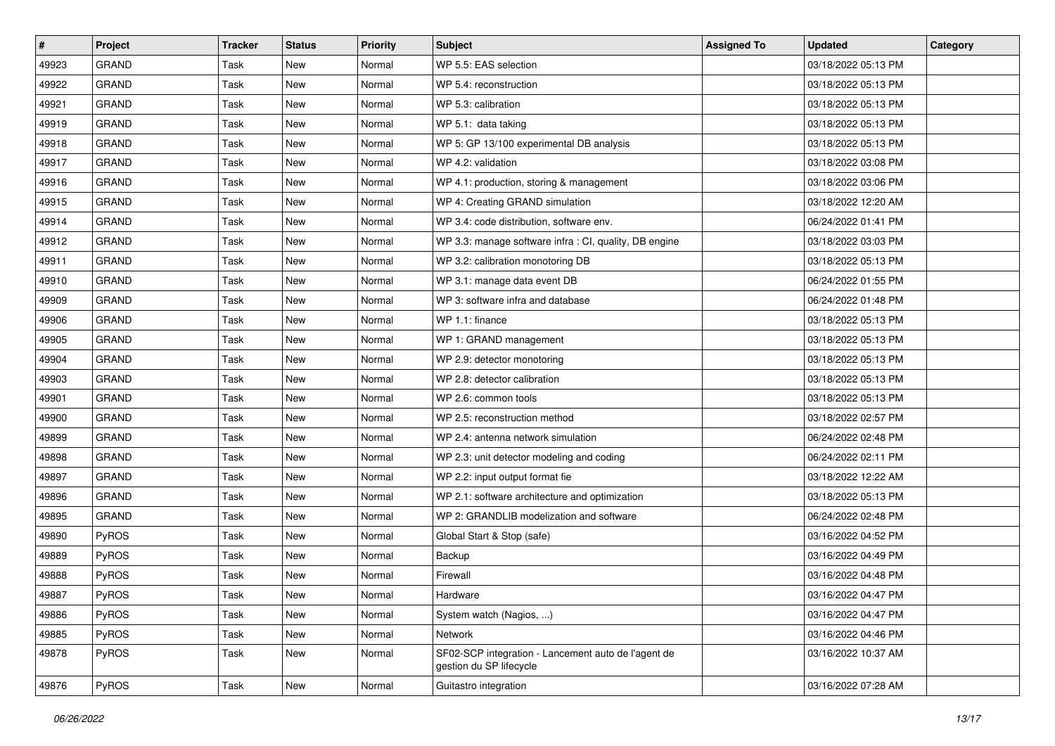| # | Project | Tracker | Status | Priority | Subject | Assigned To | Updated | Category |
| --- | --- | --- | --- | --- | --- | --- | --- | --- |
| 49923 | GRAND | Task | New | Normal | WP 5.5: EAS selection | | 03/18/2022 05:13 PM | |
| 49922 | GRAND | Task | New | Normal | WP 5.4: reconstruction | | 03/18/2022 05:13 PM | |
| 49921 | GRAND | Task | New | Normal | WP 5.3: calibration | | 03/18/2022 05:13 PM | |
| 49919 | GRAND | Task | New | Normal | WP 5.1:  data taking | | 03/18/2022 05:13 PM | |
| 49918 | GRAND | Task | New | Normal | WP 5: GP 13/100 experimental DB analysis | | 03/18/2022 05:13 PM | |
| 49917 | GRAND | Task | New | Normal | WP 4.2: validation | | 03/18/2022 03:08 PM | |
| 49916 | GRAND | Task | New | Normal | WP 4.1: production, storing & management | | 03/18/2022 03:06 PM | |
| 49915 | GRAND | Task | New | Normal | WP 4: Creating GRAND simulation | | 03/18/2022 12:20 AM | |
| 49914 | GRAND | Task | New | Normal | WP 3.4: code distribution, software env. | | 06/24/2022 01:41 PM | |
| 49912 | GRAND | Task | New | Normal | WP 3.3: manage software infra : CI, quality, DB engine | | 03/18/2022 03:03 PM | |
| 49911 | GRAND | Task | New | Normal | WP 3.2: calibration monotoring DB | | 03/18/2022 05:13 PM | |
| 49910 | GRAND | Task | New | Normal | WP 3.1: manage data event DB | | 06/24/2022 01:55 PM | |
| 49909 | GRAND | Task | New | Normal | WP 3: software infra and database | | 06/24/2022 01:48 PM | |
| 49906 | GRAND | Task | New | Normal | WP 1.1: finance | | 03/18/2022 05:13 PM | |
| 49905 | GRAND | Task | New | Normal | WP 1: GRAND management | | 03/18/2022 05:13 PM | |
| 49904 | GRAND | Task | New | Normal | WP 2.9: detector monotoring | | 03/18/2022 05:13 PM | |
| 49903 | GRAND | Task | New | Normal | WP 2.8: detector calibration | | 03/18/2022 05:13 PM | |
| 49901 | GRAND | Task | New | Normal | WP 2.6: common tools | | 03/18/2022 05:13 PM | |
| 49900 | GRAND | Task | New | Normal | WP 2.5: reconstruction method | | 03/18/2022 02:57 PM | |
| 49899 | GRAND | Task | New | Normal | WP 2.4: antenna network simulation | | 06/24/2022 02:48 PM | |
| 49898 | GRAND | Task | New | Normal | WP 2.3: unit detector modeling and coding | | 06/24/2022 02:11 PM | |
| 49897 | GRAND | Task | New | Normal | WP 2.2: input output format fie | | 03/18/2022 12:22 AM | |
| 49896 | GRAND | Task | New | Normal | WP 2.1: software architecture and optimization | | 03/18/2022 05:13 PM | |
| 49895 | GRAND | Task | New | Normal | WP 2: GRANDLIB modelization and software | | 06/24/2022 02:48 PM | |
| 49890 | PyROS | Task | New | Normal | Global Start & Stop (safe) | | 03/16/2022 04:52 PM | |
| 49889 | PyROS | Task | New | Normal | Backup | | 03/16/2022 04:49 PM | |
| 49888 | PyROS | Task | New | Normal | Firewall | | 03/16/2022 04:48 PM | |
| 49887 | PyROS | Task | New | Normal | Hardware | | 03/16/2022 04:47 PM | |
| 49886 | PyROS | Task | New | Normal | System watch (Nagios, ...) | | 03/16/2022 04:47 PM | |
| 49885 | PyROS | Task | New | Normal | Network | | 03/16/2022 04:46 PM | |
| 49878 | PyROS | Task | New | Normal | SF02-SCP integration - Lancement auto de l'agent de gestion du SP lifecycle | | 03/16/2022 10:37 AM | |
| 49876 | PyROS | Task | New | Normal | Guitastro integration | | 03/16/2022 07:28 AM | |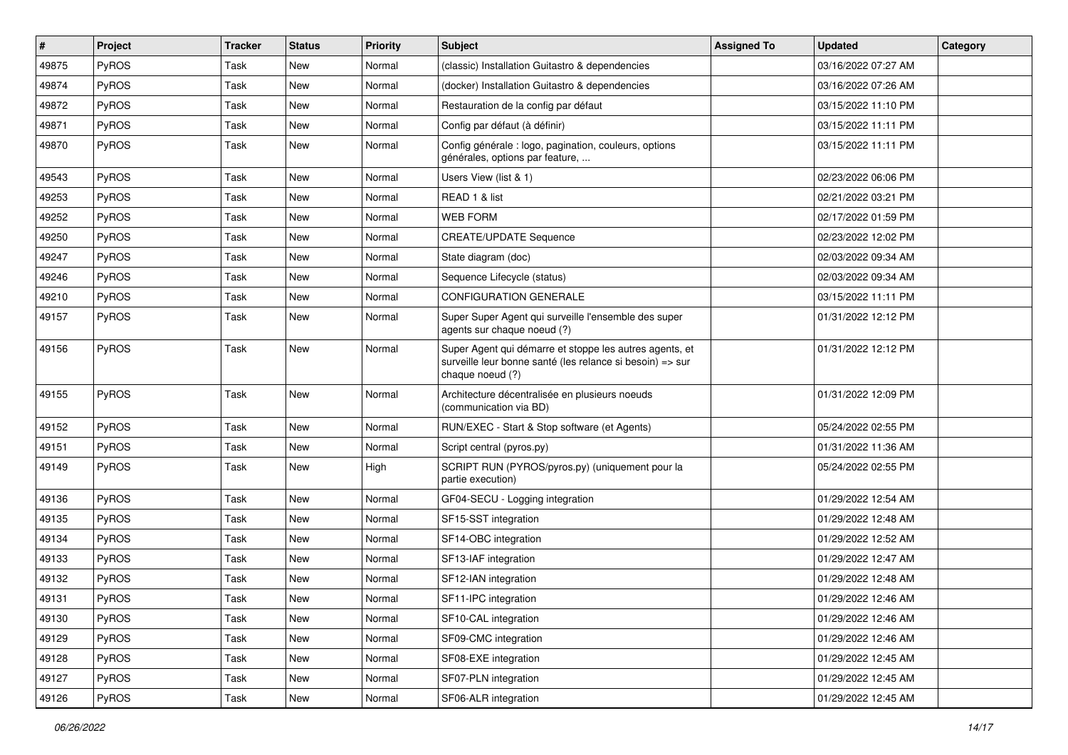| # | Project | Tracker | Status | Priority | Subject | Assigned To | Updated | Category |
|---|---|---|---|---|---|---|---|---|
| 49875 | PyROS | Task | New | Normal | (classic) Installation Guitastro & dependencies | | 03/16/2022 07:27 AM | |
| 49874 | PyROS | Task | New | Normal | (docker) Installation Guitastro & dependencies | | 03/16/2022 07:26 AM | |
| 49872 | PyROS | Task | New | Normal | Restauration de la config par défaut | | 03/15/2022 11:10 PM | |
| 49871 | PyROS | Task | New | Normal | Config par défaut (à définir) | | 03/15/2022 11:11 PM | |
| 49870 | PyROS | Task | New | Normal | Config générale : logo, pagination, couleurs, options générales, options par feature, ... | | 03/15/2022 11:11 PM | |
| 49543 | PyROS | Task | New | Normal | Users View (list & 1) | | 02/23/2022 06:06 PM | |
| 49253 | PyROS | Task | New | Normal | READ 1 & list | | 02/21/2022 03:21 PM | |
| 49252 | PyROS | Task | New | Normal | WEB FORM | | 02/17/2022 01:59 PM | |
| 49250 | PyROS | Task | New | Normal | CREATE/UPDATE Sequence | | 02/23/2022 12:02 PM | |
| 49247 | PyROS | Task | New | Normal | State diagram (doc) | | 02/03/2022 09:34 AM | |
| 49246 | PyROS | Task | New | Normal | Sequence Lifecycle (status) | | 02/03/2022 09:34 AM | |
| 49210 | PyROS | Task | New | Normal | CONFIGURATION GENERALE | | 03/15/2022 11:11 PM | |
| 49157 | PyROS | Task | New | Normal | Super Super Agent qui surveille l'ensemble des super agents sur chaque noeud (?) | | 01/31/2022 12:12 PM | |
| 49156 | PyROS | Task | New | Normal | Super Agent qui démarre et stoppe les autres agents, et surveille leur bonne santé (les relance si besoin) => sur chaque noeud (?) | | 01/31/2022 12:12 PM | |
| 49155 | PyROS | Task | New | Normal | Architecture décentralisée en plusieurs noeuds (communication via BD) | | 01/31/2022 12:09 PM | |
| 49152 | PyROS | Task | New | Normal | RUN/EXEC - Start & Stop software (et Agents) | | 05/24/2022 02:55 PM | |
| 49151 | PyROS | Task | New | Normal | Script central (pyros.py) | | 01/31/2022 11:36 AM | |
| 49149 | PyROS | Task | New | High | SCRIPT RUN (PYROS/pyros.py) (uniquement pour la partie execution) | | 05/24/2022 02:55 PM | |
| 49136 | PyROS | Task | New | Normal | GF04-SECU - Logging integration | | 01/29/2022 12:54 AM | |
| 49135 | PyROS | Task | New | Normal | SF15-SST integration | | 01/29/2022 12:48 AM | |
| 49134 | PyROS | Task | New | Normal | SF14-OBC integration | | 01/29/2022 12:52 AM | |
| 49133 | PyROS | Task | New | Normal | SF13-IAF integration | | 01/29/2022 12:47 AM | |
| 49132 | PyROS | Task | New | Normal | SF12-IAN integration | | 01/29/2022 12:48 AM | |
| 49131 | PyROS | Task | New | Normal | SF11-IPC integration | | 01/29/2022 12:46 AM | |
| 49130 | PyROS | Task | New | Normal | SF10-CAL integration | | 01/29/2022 12:46 AM | |
| 49129 | PyROS | Task | New | Normal | SF09-CMC integration | | 01/29/2022 12:46 AM | |
| 49128 | PyROS | Task | New | Normal | SF08-EXE integration | | 01/29/2022 12:45 AM | |
| 49127 | PyROS | Task | New | Normal | SF07-PLN integration | | 01/29/2022 12:45 AM | |
| 49126 | PyROS | Task | New | Normal | SF06-ALR integration | | 01/29/2022 12:45 AM | |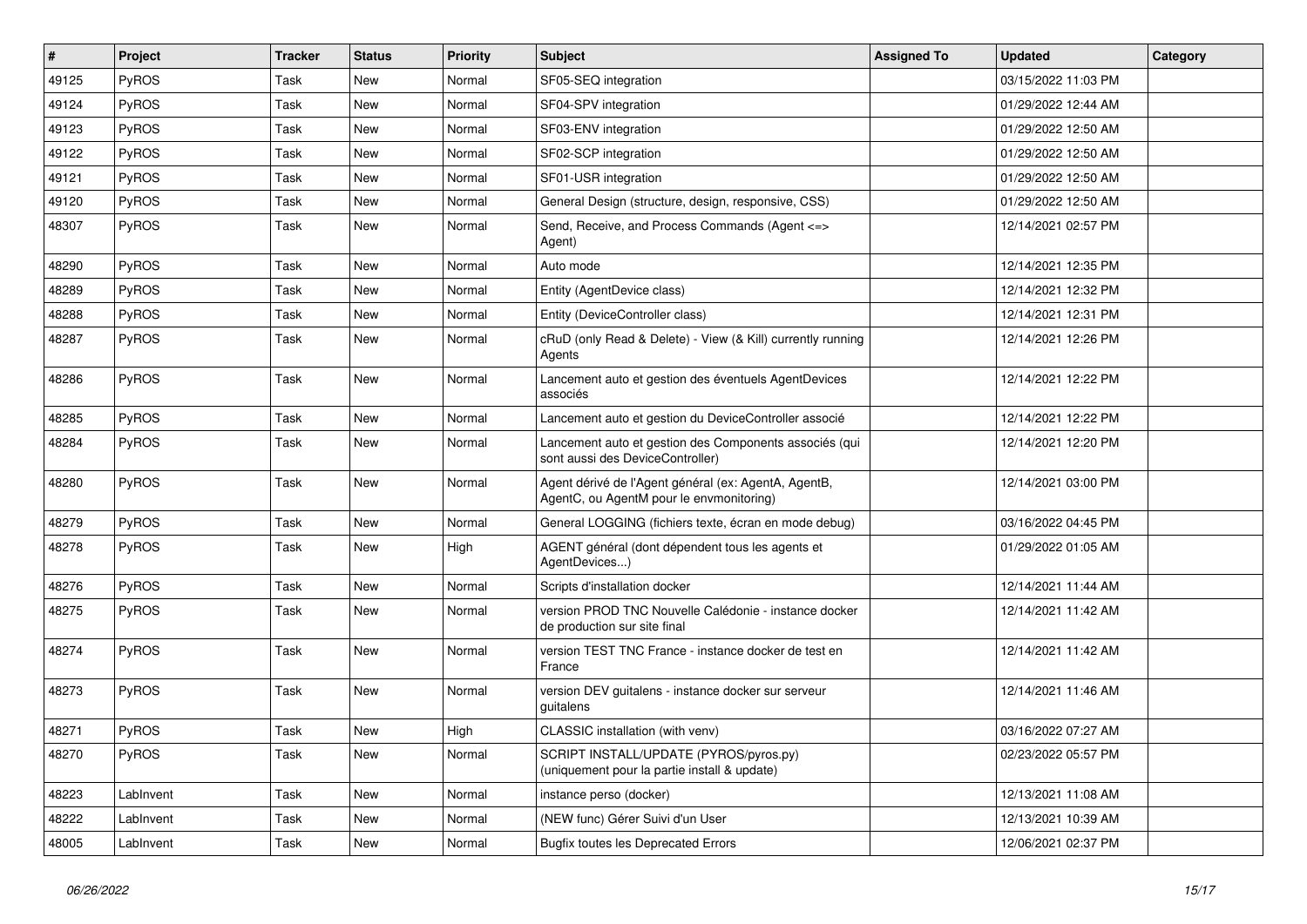| # | Project | Tracker | Status | Priority | Subject | Assigned To | Updated | Category |
|---|---|---|---|---|---|---|---|---|
| 49125 | PyROS | Task | New | Normal | SF05-SEQ integration | | 03/15/2022 11:03 PM | |
| 49124 | PyROS | Task | New | Normal | SF04-SPV integration | | 01/29/2022 12:44 AM | |
| 49123 | PyROS | Task | New | Normal | SF03-ENV integration | | 01/29/2022 12:50 AM | |
| 49122 | PyROS | Task | New | Normal | SF02-SCP integration | | 01/29/2022 12:50 AM | |
| 49121 | PyROS | Task | New | Normal | SF01-USR integration | | 01/29/2022 12:50 AM | |
| 49120 | PyROS | Task | New | Normal | General Design (structure, design, responsive, CSS) | | 01/29/2022 12:50 AM | |
| 48307 | PyROS | Task | New | Normal | Send, Receive, and Process Commands (Agent <=> Agent) | | 12/14/2021 02:57 PM | |
| 48290 | PyROS | Task | New | Normal | Auto mode | | 12/14/2021 12:35 PM | |
| 48289 | PyROS | Task | New | Normal | Entity (AgentDevice class) | | 12/14/2021 12:32 PM | |
| 48288 | PyROS | Task | New | Normal | Entity (DeviceController class) | | 12/14/2021 12:31 PM | |
| 48287 | PyROS | Task | New | Normal | cRuD (only Read & Delete) - View (& Kill) currently running Agents | | 12/14/2021 12:26 PM | |
| 48286 | PyROS | Task | New | Normal | Lancement auto et gestion des éventuels AgentDevices associés | | 12/14/2021 12:22 PM | |
| 48285 | PyROS | Task | New | Normal | Lancement auto et gestion du DeviceController associé | | 12/14/2021 12:22 PM | |
| 48284 | PyROS | Task | New | Normal | Lancement auto et gestion des Components associés (qui sont aussi des DeviceController) | | 12/14/2021 12:20 PM | |
| 48280 | PyROS | Task | New | Normal | Agent dérivé de l'Agent général (ex: AgentA, AgentB, AgentC, ou AgentM pour le envmonitoring) | | 12/14/2021 03:00 PM | |
| 48279 | PyROS | Task | New | Normal | General LOGGING (fichiers texte, écran en mode debug) | | 03/16/2022 04:45 PM | |
| 48278 | PyROS | Task | New | High | AGENT général (dont dépendent tous les agents et AgentDevices...) | | 01/29/2022 01:05 AM | |
| 48276 | PyROS | Task | New | Normal | Scripts d'installation docker | | 12/14/2021 11:44 AM | |
| 48275 | PyROS | Task | New | Normal | version PROD TNC Nouvelle Calédonie - instance docker de production sur site final | | 12/14/2021 11:42 AM | |
| 48274 | PyROS | Task | New | Normal | version TEST TNC France - instance docker de test en France | | 12/14/2021 11:42 AM | |
| 48273 | PyROS | Task | New | Normal | version DEV guitalens - instance docker sur serveur guitalens | | 12/14/2021 11:46 AM | |
| 48271 | PyROS | Task | New | High | CLASSIC installation (with venv) | | 03/16/2022 07:27 AM | |
| 48270 | PyROS | Task | New | Normal | SCRIPT INSTALL/UPDATE (PYROS/pyros.py) (uniquement pour la partie install & update) | | 02/23/2022 05:57 PM | |
| 48223 | LabInvent | Task | New | Normal | instance perso (docker) | | 12/13/2021 11:08 AM | |
| 48222 | LabInvent | Task | New | Normal | (NEW func) Gérer Suivi d'un User | | 12/13/2021 10:39 AM | |
| 48005 | LabInvent | Task | New | Normal | Bugfix toutes les Deprecated Errors | | 12/06/2021 02:37 PM | |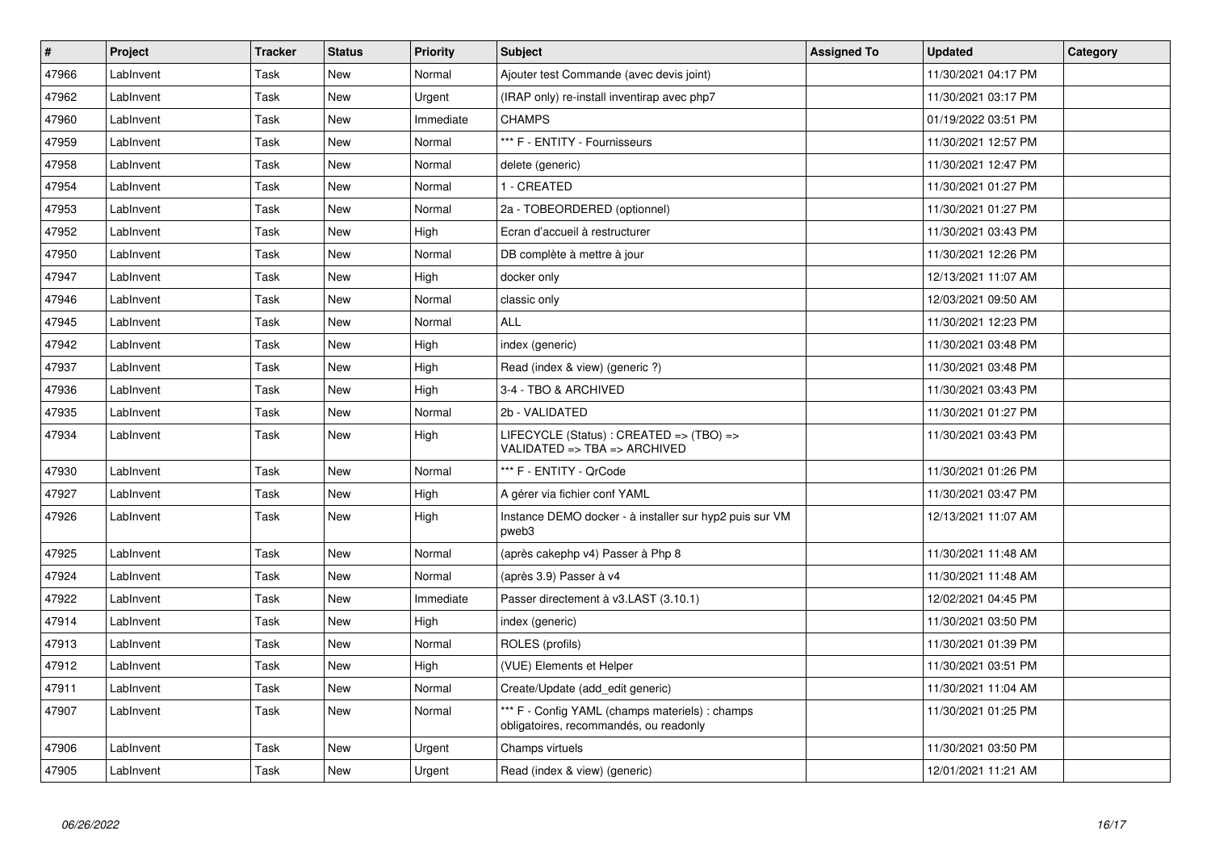| # | Project | Tracker | Status | Priority | Subject | Assigned To | Updated | Category |
|---|---|---|---|---|---|---|---|---|
| 47966 | LabInvent | Task | New | Normal | Ajouter test Commande (avec devis joint) | | 11/30/2021 04:17 PM | |
| 47962 | LabInvent | Task | New | Urgent | (IRAP only) re-install inventirap avec php7 | | 11/30/2021 03:17 PM | |
| 47960 | LabInvent | Task | New | Immediate | CHAMPS | | 01/19/2022 03:51 PM | |
| 47959 | LabInvent | Task | New | Normal | *** F - ENTITY - Fournisseurs | | 11/30/2021 12:57 PM | |
| 47958 | LabInvent | Task | New | Normal | delete (generic) | | 11/30/2021 12:47 PM | |
| 47954 | LabInvent | Task | New | Normal | 1 - CREATED | | 11/30/2021 01:27 PM | |
| 47953 | LabInvent | Task | New | Normal | 2a - TOBEORDERED (optionnel) | | 11/30/2021 01:27 PM | |
| 47952 | LabInvent | Task | New | High | Ecran d'accueil à restructurer | | 11/30/2021 03:43 PM | |
| 47950 | LabInvent | Task | New | Normal | DB complète à mettre à jour | | 11/30/2021 12:26 PM | |
| 47947 | LabInvent | Task | New | High | docker only | | 12/13/2021 11:07 AM | |
| 47946 | LabInvent | Task | New | Normal | classic only | | 12/03/2021 09:50 AM | |
| 47945 | LabInvent | Task | New | Normal | ALL | | 11/30/2021 12:23 PM | |
| 47942 | LabInvent | Task | New | High | index (generic) | | 11/30/2021 03:48 PM | |
| 47937 | LabInvent | Task | New | High | Read (index & view) (generic ?) | | 11/30/2021 03:48 PM | |
| 47936 | LabInvent | Task | New | High | 3-4 - TBO & ARCHIVED | | 11/30/2021 03:43 PM | |
| 47935 | LabInvent | Task | New | Normal | 2b - VALIDATED | | 11/30/2021 01:27 PM | |
| 47934 | LabInvent | Task | New | High | LIFECYCLE (Status) : CREATED => (TBO) => VALIDATED => TBA => ARCHIVED | | 11/30/2021 03:43 PM | |
| 47930 | LabInvent | Task | New | Normal | *** F - ENTITY - QrCode | | 11/30/2021 01:26 PM | |
| 47927 | LabInvent | Task | New | High | A gérer via fichier conf YAML | | 11/30/2021 03:47 PM | |
| 47926 | LabInvent | Task | New | High | Instance DEMO docker - à installer sur hyp2 puis sur VM pweb3 | | 12/13/2021 11:07 AM | |
| 47925 | LabInvent | Task | New | Normal | (après cakephp v4) Passer à Php 8 | | 11/30/2021 11:48 AM | |
| 47924 | LabInvent | Task | New | Normal | (après 3.9) Passer à v4 | | 11/30/2021 11:48 AM | |
| 47922 | LabInvent | Task | New | Immediate | Passer directement à v3.LAST (3.10.1) | | 12/02/2021 04:45 PM | |
| 47914 | LabInvent | Task | New | High | index (generic) | | 11/30/2021 03:50 PM | |
| 47913 | LabInvent | Task | New | Normal | ROLES (profils) | | 11/30/2021 01:39 PM | |
| 47912 | LabInvent | Task | New | High | (VUE) Elements et Helper | | 11/30/2021 03:51 PM | |
| 47911 | LabInvent | Task | New | Normal | Create/Update (add_edit generic) | | 11/30/2021 11:04 AM | |
| 47907 | LabInvent | Task | New | Normal | *** F - Config YAML (champs materiels) : champs obligatoires, recommandés, ou readonly | | 11/30/2021 01:25 PM | |
| 47906 | LabInvent | Task | New | Urgent | Champs virtuels | | 11/30/2021 03:50 PM | |
| 47905 | LabInvent | Task | New | Urgent | Read (index & view) (generic) | | 12/01/2021 11:21 AM | |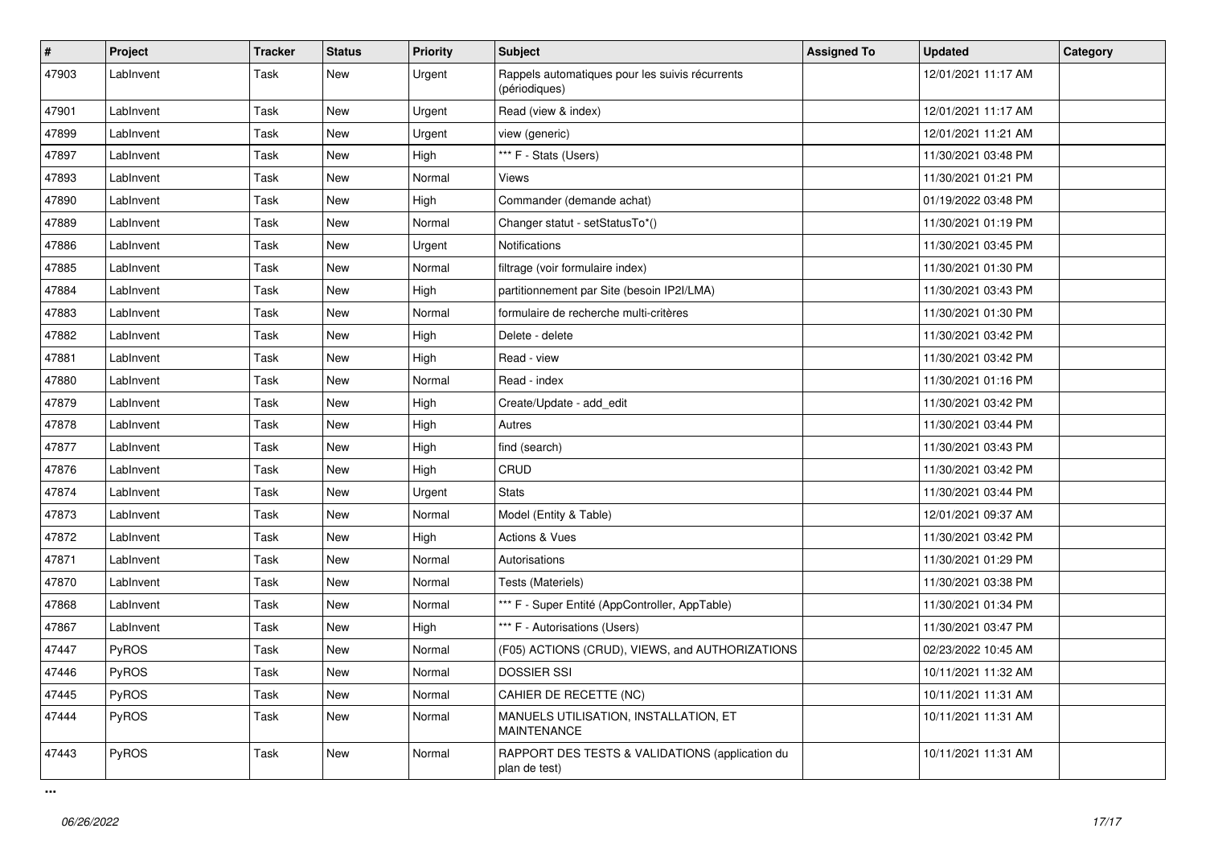| # | Project | Tracker | Status | Priority | Subject | Assigned To | Updated | Category |
|---|---|---|---|---|---|---|---|---|
| 47903 | LabInvent | Task | New | Urgent | Rappels automatiques pour les suivis récurrents (périodiques) | | 12/01/2021 11:17 AM | |
| 47901 | LabInvent | Task | New | Urgent | Read (view & index) | | 12/01/2021 11:17 AM | |
| 47899 | LabInvent | Task | New | Urgent | view (generic) | | 12/01/2021 11:21 AM | |
| 47897 | LabInvent | Task | New | High | *** F - Stats (Users) | | 11/30/2021 03:48 PM | |
| 47893 | LabInvent | Task | New | Normal | Views | | 11/30/2021 01:21 PM | |
| 47890 | LabInvent | Task | New | High | Commander (demande achat) | | 01/19/2022 03:48 PM | |
| 47889 | LabInvent | Task | New | Normal | Changer statut - setStatusTo*() | | 11/30/2021 01:19 PM | |
| 47886 | LabInvent | Task | New | Urgent | Notifications | | 11/30/2021 03:45 PM | |
| 47885 | LabInvent | Task | New | Normal | filtrage (voir formulaire index) | | 11/30/2021 01:30 PM | |
| 47884 | LabInvent | Task | New | High | partitionnement par Site (besoin IP2I/LMA) | | 11/30/2021 03:43 PM | |
| 47883 | LabInvent | Task | New | Normal | formulaire de recherche multi-critères | | 11/30/2021 01:30 PM | |
| 47882 | LabInvent | Task | New | High | Delete - delete | | 11/30/2021 03:42 PM | |
| 47881 | LabInvent | Task | New | High | Read - view | | 11/30/2021 03:42 PM | |
| 47880 | LabInvent | Task | New | Normal | Read - index | | 11/30/2021 01:16 PM | |
| 47879 | LabInvent | Task | New | High | Create/Update - add_edit | | 11/30/2021 03:42 PM | |
| 47878 | LabInvent | Task | New | High | Autres | | 11/30/2021 03:44 PM | |
| 47877 | LabInvent | Task | New | High | find (search) | | 11/30/2021 03:43 PM | |
| 47876 | LabInvent | Task | New | High | CRUD | | 11/30/2021 03:42 PM | |
| 47874 | LabInvent | Task | New | Urgent | Stats | | 11/30/2021 03:44 PM | |
| 47873 | LabInvent | Task | New | Normal | Model (Entity & Table) | | 12/01/2021 09:37 AM | |
| 47872 | LabInvent | Task | New | High | Actions & Vues | | 11/30/2021 03:42 PM | |
| 47871 | LabInvent | Task | New | Normal | Autorisations | | 11/30/2021 01:29 PM | |
| 47870 | LabInvent | Task | New | Normal | Tests (Materiels) | | 11/30/2021 03:38 PM | |
| 47868 | LabInvent | Task | New | Normal | *** F - Super Entité (AppController, AppTable) | | 11/30/2021 01:34 PM | |
| 47867 | LabInvent | Task | New | High | *** F - Autorisations (Users) | | 11/30/2021 03:47 PM | |
| 47447 | PyROS | Task | New | Normal | (F05) ACTIONS (CRUD), VIEWS, and AUTHORIZATIONS | | 02/23/2022 10:45 AM | |
| 47446 | PyROS | Task | New | Normal | DOSSIER SSI | | 10/11/2021 11:32 AM | |
| 47445 | PyROS | Task | New | Normal | CAHIER DE RECETTE (NC) | | 10/11/2021 11:31 AM | |
| 47444 | PyROS | Task | New | Normal | MANUELS UTILISATION, INSTALLATION, ET MAINTENANCE | | 10/11/2021 11:31 AM | |
| 47443 | PyROS | Task | New | Normal | RAPPORT DES TESTS & VALIDATIONS (application du plan de test) | | 10/11/2021 11:31 AM | |

...